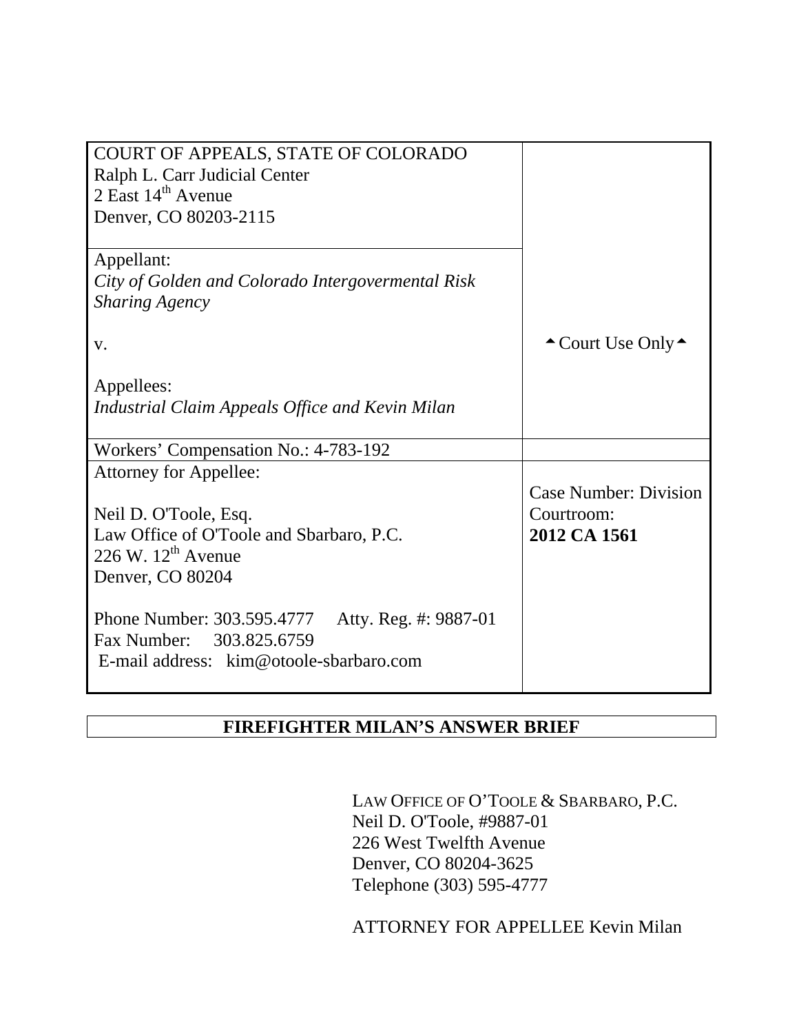| COURT OF APPEALS, STATE OF COLORADO<br>Ralph L. Carr Judicial Center<br>2 East 14th Avenue<br>Denver, CO 80203-2115 | |
|---|---|
| Appellant:<br>*City of Golden and Colorado Intergovermental Risk Sharing Agency*<br><br>v.<br><br>Appellees:<br>*Industrial Claim Appeals Office and Kevin Milan* | ▲Court Use Only▲ |
| Workers' Compensation No.: 4-783-192 | |
| Attorney for Appellee:<br><br>Neil D. O'Toole, Esq.<br>Law Office of O'Toole and Sbarbaro, P.C.<br>226 W. 12th Avenue<br>Denver, CO 80204<br><br>Phone Number: 303.595.4777 Atty. Reg. #: 9887-01<br>Fax Number: 303.825.6759<br>E-mail address: kim@otoole-sbarbaro.com | Case Number: Division Courtroom:<br>**2012 CA 1561** |

# FIREFIGHTER MILAN'S ANSWER BRIEF

LAW OFFICE OF O'TOOLE & SBARBARO, P.C.
Neil D. O'Toole, #9887-01
226 West Twelfth Avenue
Denver, CO 80204-3625
Telephone (303) 595-4777

ATTORNEY FOR APPELLEE Kevin Milan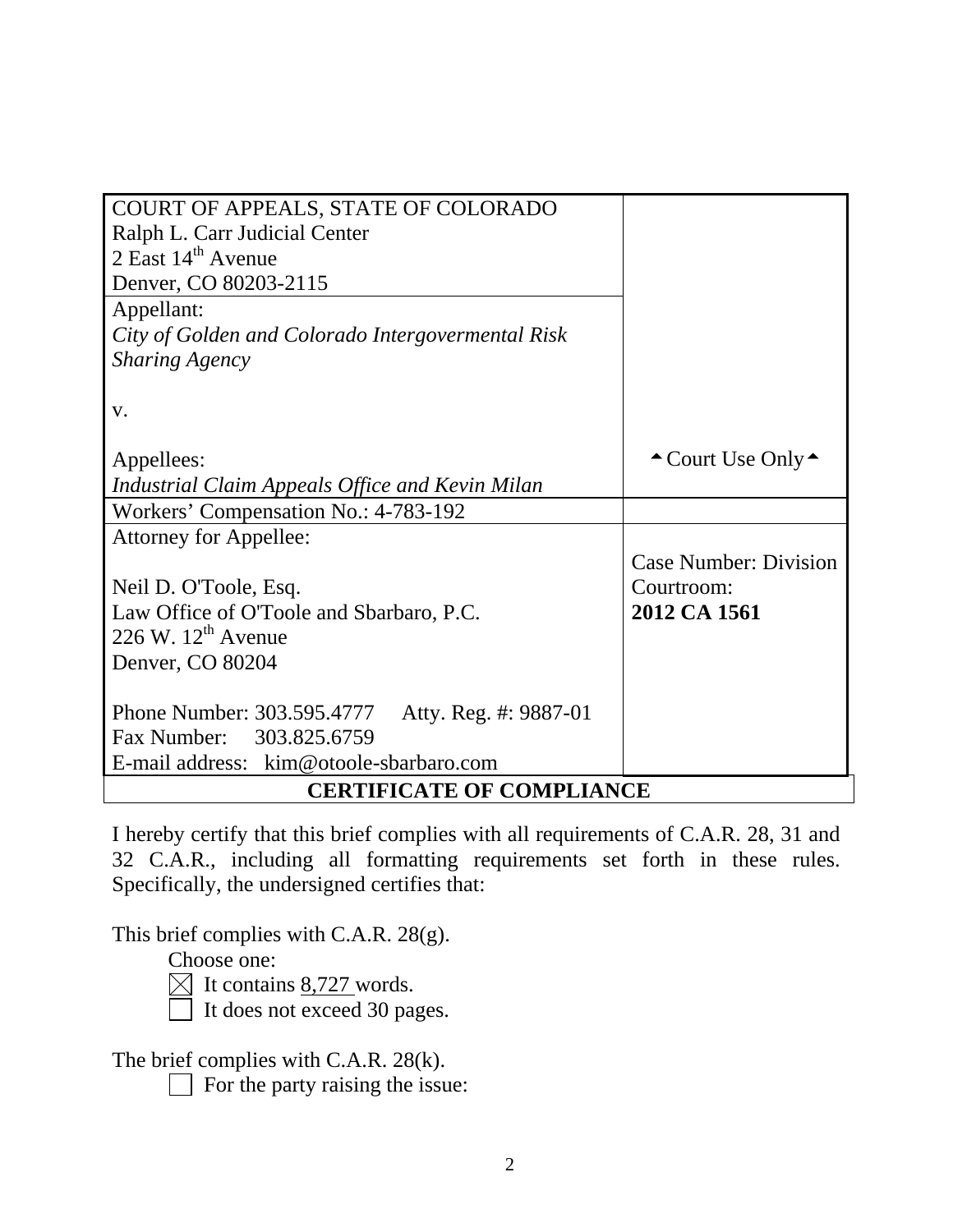| | |
|---|---|
| COURT OF APPEALS, STATE OF COLORADO<br>Ralph L. Carr Judicial Center<br>2 East 14th Avenue<br>Denver, CO 80203-2115 | |
| Appellant:<br>*City of Golden and Colorado Intergovermental Risk Sharing Agency*<br><br>v.<br><br>Appellees:<br>*Industrial Claim Appeals Office and Kevin Milan* | ▲Court Use Only▲ |
| Workers' Compensation No.: 4-783-192 | |
| Attorney for Appellee:<br><br>Neil D. O'Toole, Esq.<br>Law Office of O'Toole and Sbarbaro, P.C.<br>226 W. 12th Avenue<br>Denver, CO 80204<br><br>Phone Number: 303.595.4777 Atty. Reg. #: 9887-01<br>Fax Number: 303.825.6759<br>E-mail address: kim@otoole-sbarbaro.com | Case Number: Division Courtroom:<br>**2012 CA 1561** |

## CERTIFICATE OF COMPLIANCE

I hereby certify that this brief complies with all requirements of C.A.R. 28, 31 and 32 C.A.R., including all formatting requirements set forth in these rules. Specifically, the undersigned certifies that:

This brief complies with C.A.R. 28(g).

Choose one:

- [x] It contains 8,727 words.
- [ ] It does not exceed 30 pages.

The brief complies with C.A.R. 28(k).

- [ ] For the party raising the issue: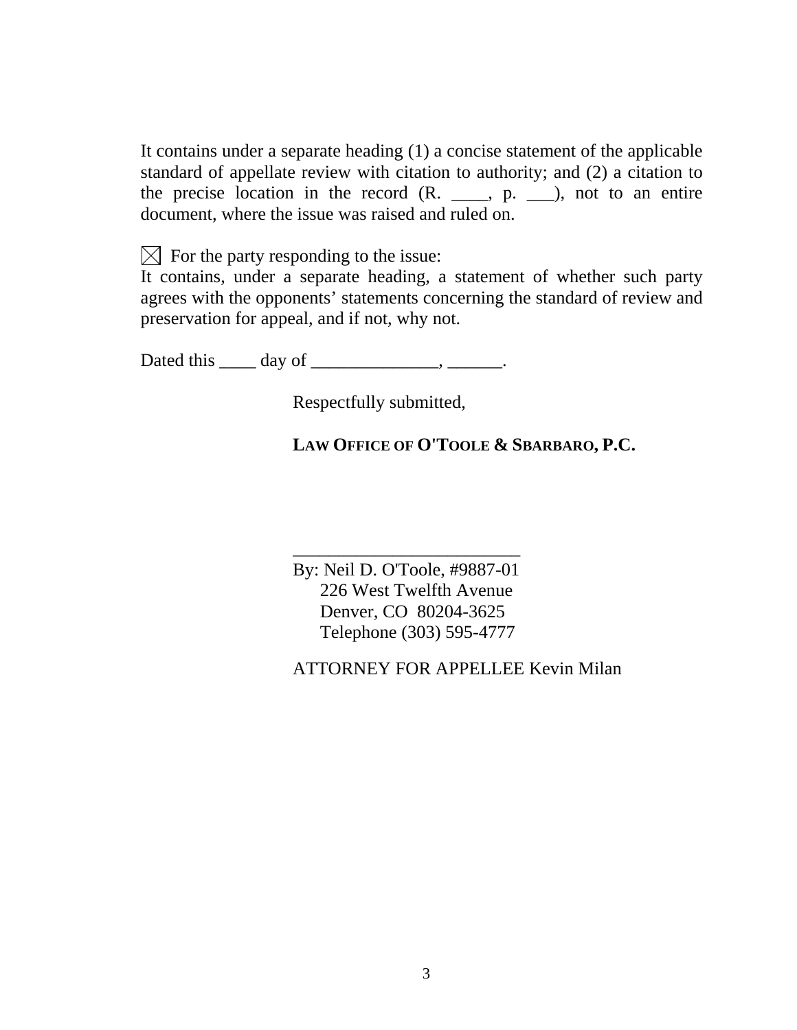It contains under a separate heading (1) a concise statement of the applicable standard of appellate review with citation to authority; and (2) a citation to the precise location in the record (R. ____, p. ___), not to an entire document, where the issue was raised and ruled on.

☒ For the party responding to the issue:
It contains, under a separate heading, a statement of whether such party agrees with the opponents' statements concerning the standard of review and preservation for appeal, and if not, why not.

Dated this ____ day of ______________, ______.

Respectfully submitted,

**LAW OFFICE OF O'TOOLE & SBARBARO, P.C.**

_________________________
By: Neil D. O'Toole, #9887-01
226 West Twelfth Avenue
Denver, CO 80204-3625
Telephone (303) 595-4777

ATTORNEY FOR APPELLEE Kevin Milan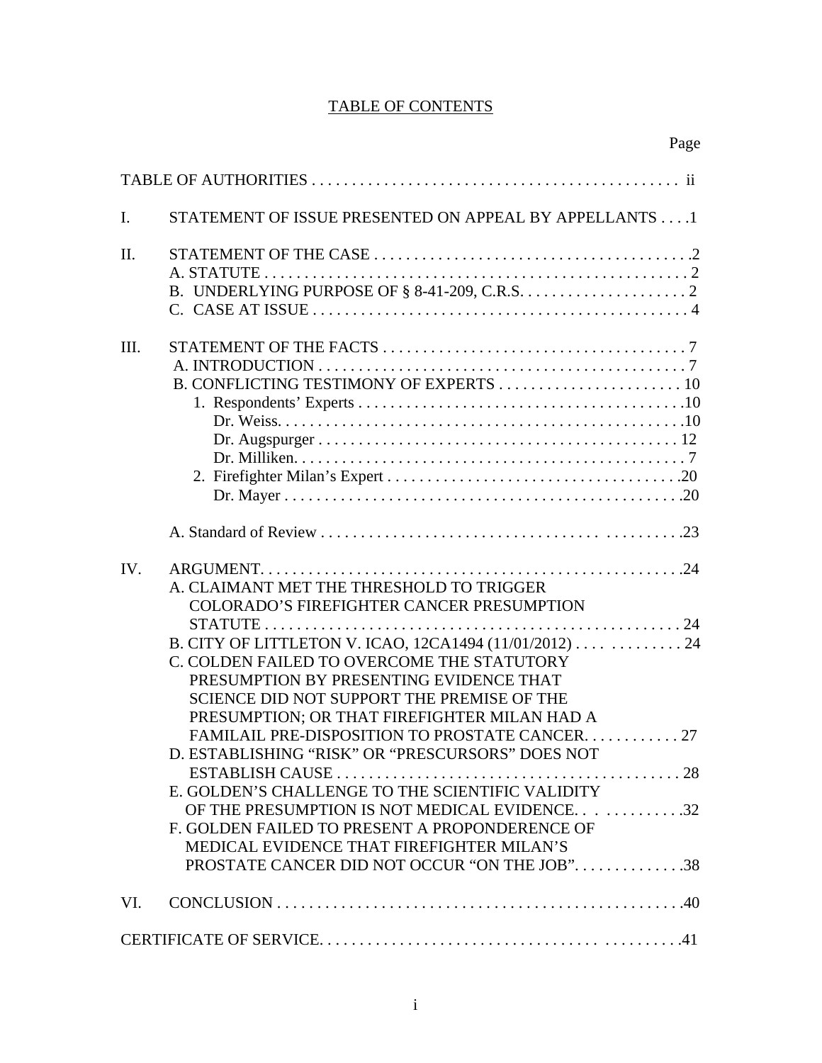# TABLE OF CONTENTS

| | | Page |
|---|---|---|
| TABLE OF AUTHORITIES | | ii |
| I. | STATEMENT OF ISSUE PRESENTED ON APPEAL BY APPELLANTS | 1 |
| II. | STATEMENT OF THE CASE | 2 |
| | A. STATUTE | 2 |
| | B. UNDERLYING PURPOSE OF § 8-41-209, C.R.S. | 2 |
| | C. CASE AT ISSUE | 4 |
| III. | STATEMENT OF THE FACTS | 7 |
| | A. INTRODUCTION | 7 |
| | B. CONFLICTING TESTIMONY OF EXPERTS | 10 |
| | 1. Respondents' Experts | 10 |
| | Dr. Weiss | 10 |
| | Dr. Augspurger | 12 |
| | Dr. Milliken | 7 |
| | 2. Firefighter Milan's Expert | 20 |
| | Dr. Mayer | 20 |
| | A. Standard of Review | 23 |
| IV. | ARGUMENT | 24 |
| | A. CLAIMANT MET THE THRESHOLD TO TRIGGER COLORADO'S FIREFIGHTER CANCER PRESUMPTION STATUTE | 24 |
| | B. CITY OF LITTLETON V. ICAO, 12CA1494 (11/01/2012) | 24 |
| | C. COLDEN FAILED TO OVERCOME THE STATUTORY PRESUMPTION BY PRESENTING EVIDENCE THAT SCIENCE DID NOT SUPPORT THE PREMISE OF THE PRESUMPTION; OR THAT FIREFIGHTER MILAN HAD A FAMILAIL PRE-DISPOSITION TO PROSTATE CANCER | 27 |
| | D. ESTABLISHING "RISK" OR "PRESCURSORS" DOES NOT ESTABLISH CAUSE | 28 |
| | E. GOLDEN'S CHALLENGE TO THE SCIENTIFIC VALIDITY OF THE PRESUMPTION IS NOT MEDICAL EVIDENCE | 32 |
| | F. GOLDEN FAILED TO PRESENT A PROPONDERENCE OF MEDICAL EVIDENCE THAT FIREFIGHTER MILAN'S PROSTATE CANCER DID NOT OCCUR "ON THE JOB" | 38 |
| VI. | CONCLUSION | 40 |
| CERTIFICATE OF SERVICE | | 41 |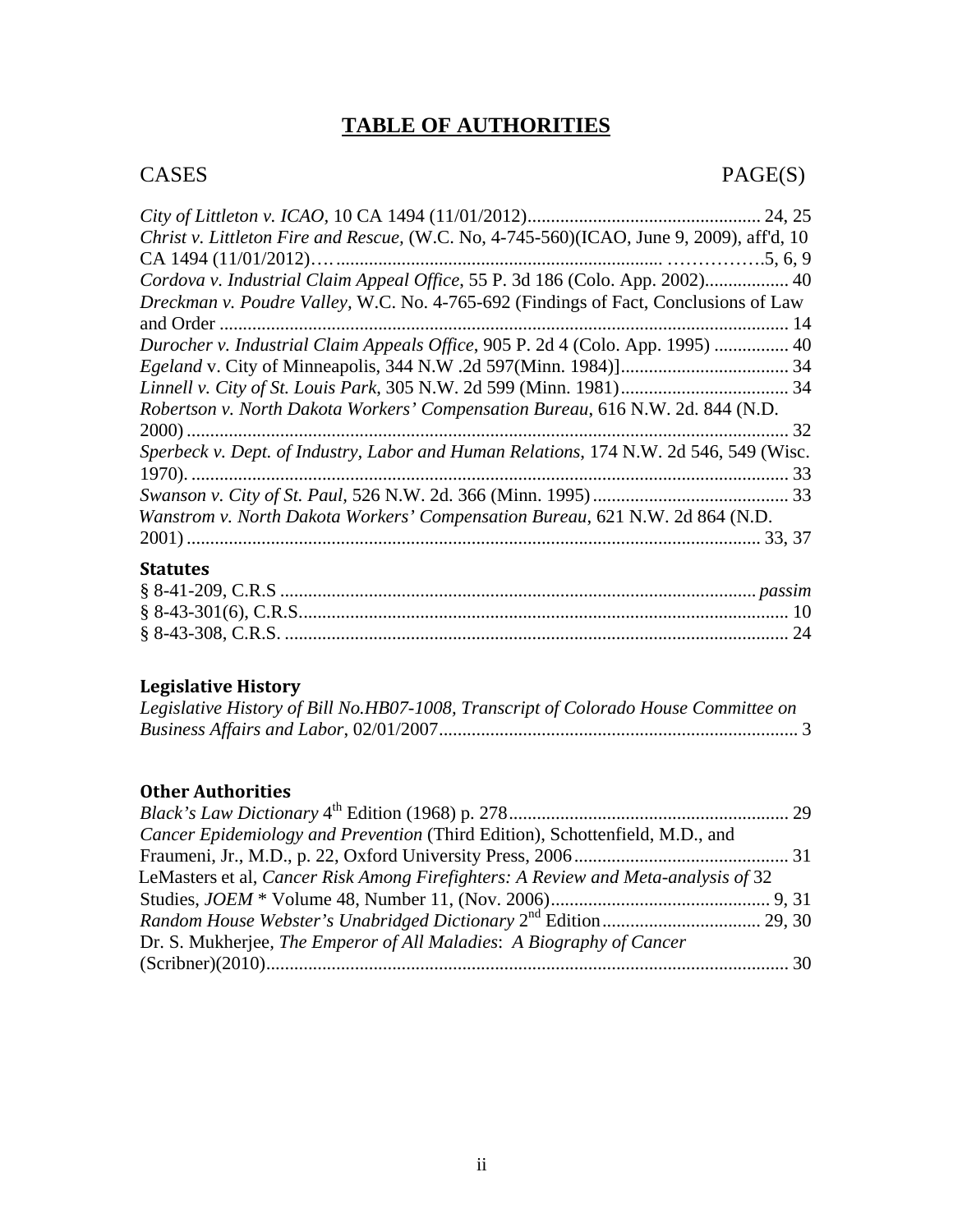# TABLE OF AUTHORITIES

CASES PAGE(S)

*City of Littleton v. ICAO*, 10 CA 1494 (11/01/2012).................................................. 24, 25

*Christ v. Littleton Fire and Rescue*, (W.C. No, 4-745-560)(ICAO, June 9, 2009), aff'd, 10 CA 1494 (11/01/2012)……..................................................................... …………….5, 6, 9

*Cordova v. Industrial Claim Appeal Office*, 55 P. 3d 186 (Colo. App. 2002).................. 40

*Dreckman v. Poudre Valley*, W.C. No. 4-765-692 (Findings of Fact, Conclusions of Law and Order ........................................................................................................................ 14

*Durocher v. Industrial Claim Appeals Office*, 905 P. 2d 4 (Colo. App. 1995) ................ 40

*Egeland* v. City of Minneapolis, 344 N.W .2d 597(Minn. 1984)].................................... 34

*Linnell v. City of St. Louis Park*, 305 N.W. 2d 599 (Minn. 1981).................................... 34

*Robertson v. North Dakota Workers' Compensation Bureau*, 616 N.W. 2d. 844 (N.D. 2000) ................................................................................................................................ 32

*Sperbeck v. Dept. of Industry, Labor and Human Relations*, 174 N.W. 2d 546, 549 (Wisc. 1970). .............................................................................................................................. 33

*Swanson v. City of St. Paul*, 526 N.W. 2d. 366 (Minn. 1995) .......................................... 33

*Wanstrom v. North Dakota Workers' Compensation Bureau*, 621 N.W. 2d 864 (N.D. 2001) ......................................................................................................................... 33, 37

### Statutes

§ 8-41-209, C.R.S ..................................................................................................... *passim*

§ 8-43-301(6), C.R.S........................................................................................................ 10

§ 8-43-308, C.R.S. ........................................................................................................... 24

### Legislative History

*Legislative History of Bill No.HB07-1008, Transcript of Colorado House Committee on Business Affairs and Labor*, 02/01/2007............................................................................. 3

### Other Authorities

*Black's Law Dictionary* 4th Edition (1968) p. 278............................................................ 29

*Cancer Epidemiology and Prevention* (Third Edition), Schottenfield, M.D., and Fraumeni, Jr., M.D., p. 22, Oxford University Press, 2006............................................. 31

LeMasters et al, *Cancer Risk Among Firefighters: A Review and Meta-analysis of* 32 Studies, *JOEM* * Volume 48, Number 11, (Nov. 2006)............................................... 9, 31

*Random House Webster's Unabridged Dictionary* 2nd Edition.................................. 29, 30

Dr. S. Mukherjee, *The Emperor of All Maladies*: *A Biography of Cancer* (Scribner)(2010)............................................................................................................... 30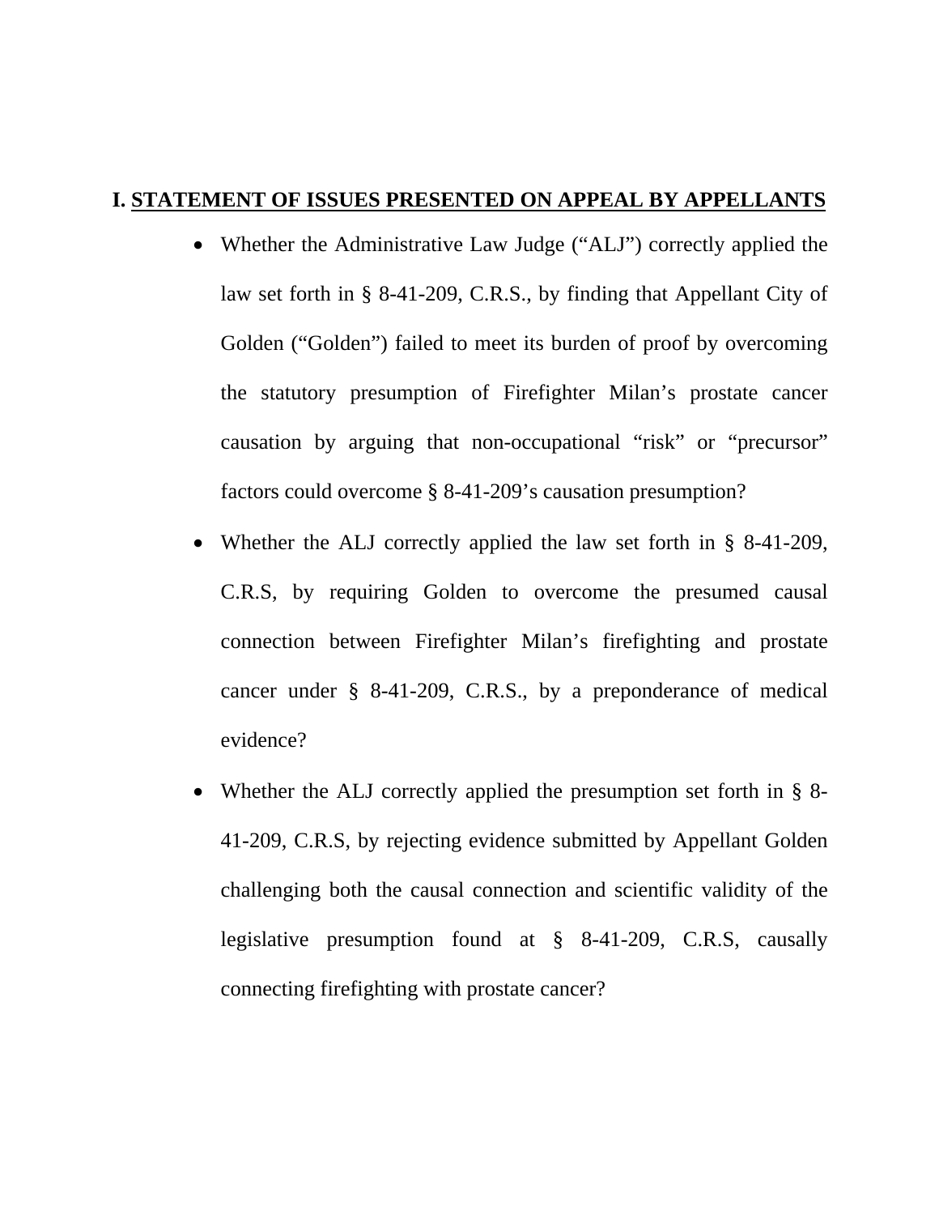# I. STATEMENT OF ISSUES PRESENTED ON APPEAL BY APPELLANTS

- Whether the Administrative Law Judge ("ALJ") correctly applied the law set forth in § 8-41-209, C.R.S., by finding that Appellant City of Golden ("Golden") failed to meet its burden of proof by overcoming the statutory presumption of Firefighter Milan's prostate cancer causation by arguing that non-occupational "risk" or "precursor" factors could overcome § 8-41-209's causation presumption?

- Whether the ALJ correctly applied the law set forth in § 8-41-209, C.R.S, by requiring Golden to overcome the presumed causal connection between Firefighter Milan's firefighting and prostate cancer under § 8-41-209, C.R.S., by a preponderance of medical evidence?

- Whether the ALJ correctly applied the presumption set forth in § 8-41-209, C.R.S, by rejecting evidence submitted by Appellant Golden challenging both the causal connection and scientific validity of the legislative presumption found at § 8-41-209, C.R.S, causally connecting firefighting with prostate cancer?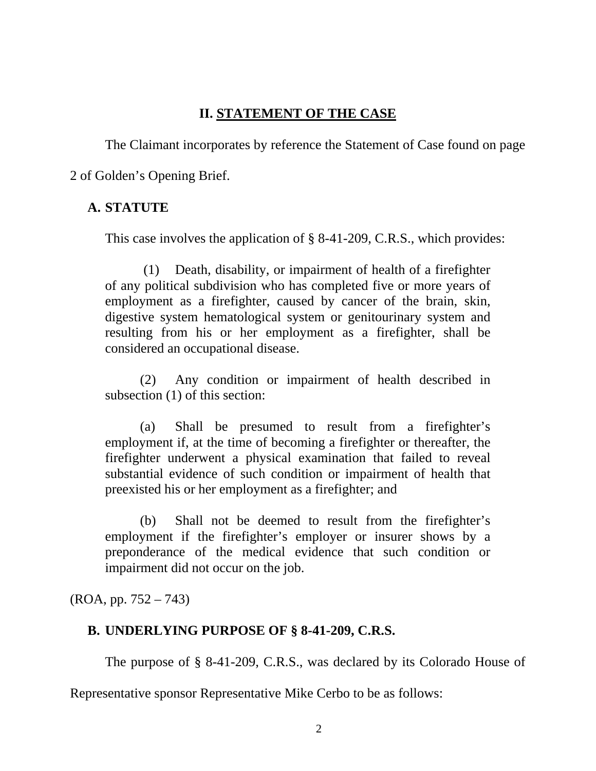## II. <u>STATEMENT OF THE CASE</u>

The Claimant incorporates by reference the Statement of Case found on page 2 of Golden's Opening Brief.

### A. STATUTE

This case involves the application of § 8-41-209, C.R.S., which provides:

> (1) Death, disability, or impairment of health of a firefighter of any political subdivision who has completed five or more years of employment as a firefighter, caused by cancer of the brain, skin, digestive system hematological system or genitourinary system and resulting from his or her employment as a firefighter, shall be considered an occupational disease.
>
> (2) Any condition or impairment of health described in subsection (1) of this section:
>
> (a) Shall be presumed to result from a firefighter's employment if, at the time of becoming a firefighter or thereafter, the firefighter underwent a physical examination that failed to reveal substantial evidence of such condition or impairment of health that preexisted his or her employment as a firefighter; and
>
> (b) Shall not be deemed to result from the firefighter's employment if the firefighter's employer or insurer shows by a preponderance of the medical evidence that such condition or impairment did not occur on the job.

(ROA, pp. 752 – 743)

### B. UNDERLYING PURPOSE OF § 8-41-209, C.R.S.

The purpose of § 8-41-209, C.R.S., was declared by its Colorado House of Representative sponsor Representative Mike Cerbo to be as follows: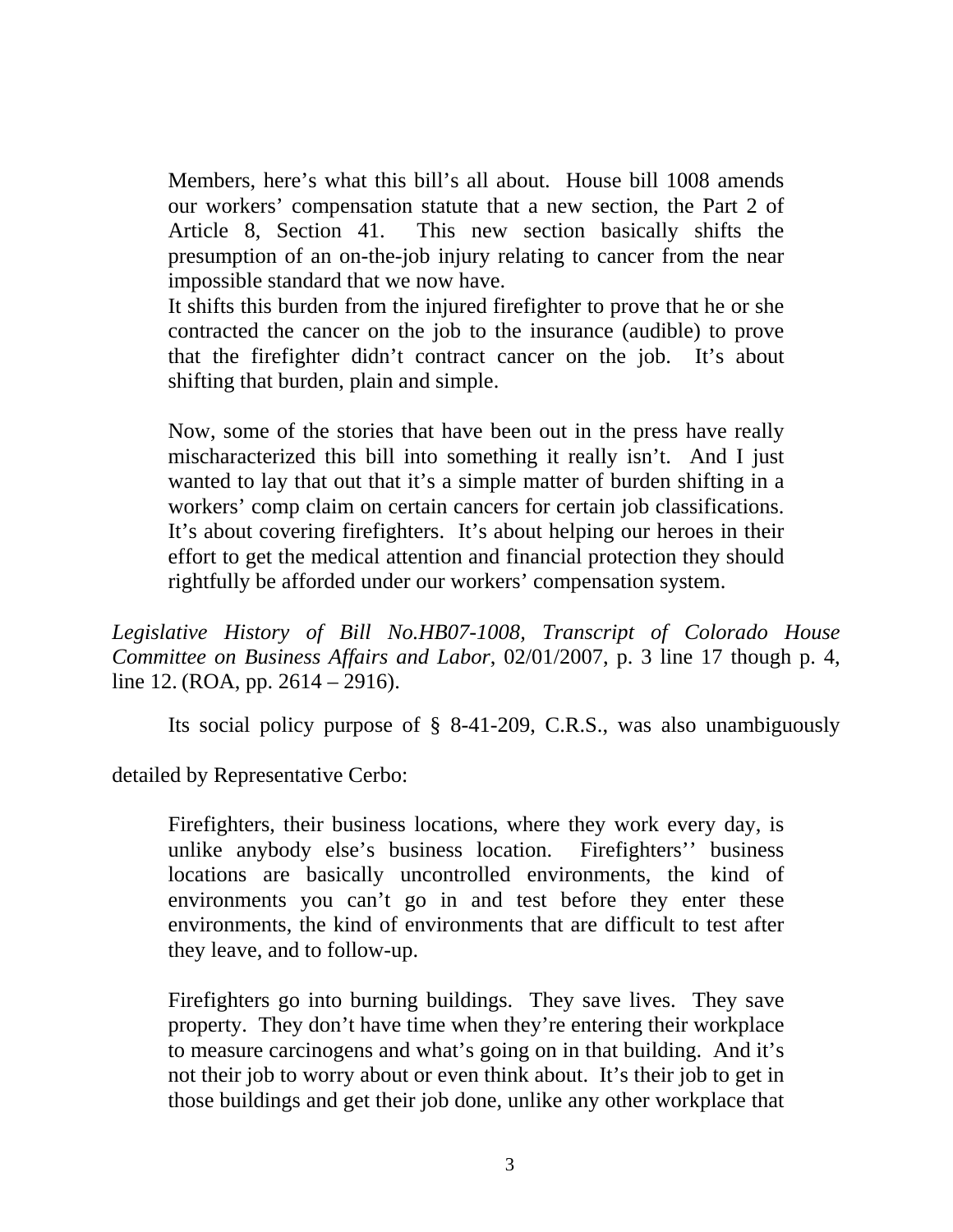> Members, here's what this bill's all about. House bill 1008 amends our workers' compensation statute that a new section, the Part 2 of Article 8, Section 41. This new section basically shifts the presumption of an on-the-job injury relating to cancer from the near impossible standard that we now have.
> It shifts this burden from the injured firefighter to prove that he or she contracted the cancer on the job to the insurance (audible) to prove that the firefighter didn't contract cancer on the job. It's about shifting that burden, plain and simple.
>
> Now, some of the stories that have been out in the press have really mischaracterized this bill into something it really isn't. And I just wanted to lay that out that it's a simple matter of burden shifting in a workers' comp claim on certain cancers for certain job classifications. It's about covering firefighters. It's about helping our heroes in their effort to get the medical attention and financial protection they should rightfully be afforded under our workers' compensation system.

*Legislative History of Bill No.HB07-1008, Transcript of Colorado House Committee on Business Affairs and Labor*, 02/01/2007, p. 3 line 17 though p. 4, line 12. (ROA, pp. 2614 – 2916).

Its social policy purpose of § 8-41-209, C.R.S., was also unambiguously detailed by Representative Cerbo:

> Firefighters, their business locations, where they work every day, is unlike anybody else's business location. Firefighters'' business locations are basically uncontrolled environments, the kind of environments you can't go in and test before they enter these environments, the kind of environments that are difficult to test after they leave, and to follow-up.
>
> Firefighters go into burning buildings. They save lives. They save property. They don't have time when they're entering their workplace to measure carcinogens and what's going on in that building. And it's not their job to worry about or even think about. It's their job to get in those buildings and get their job done, unlike any other workplace that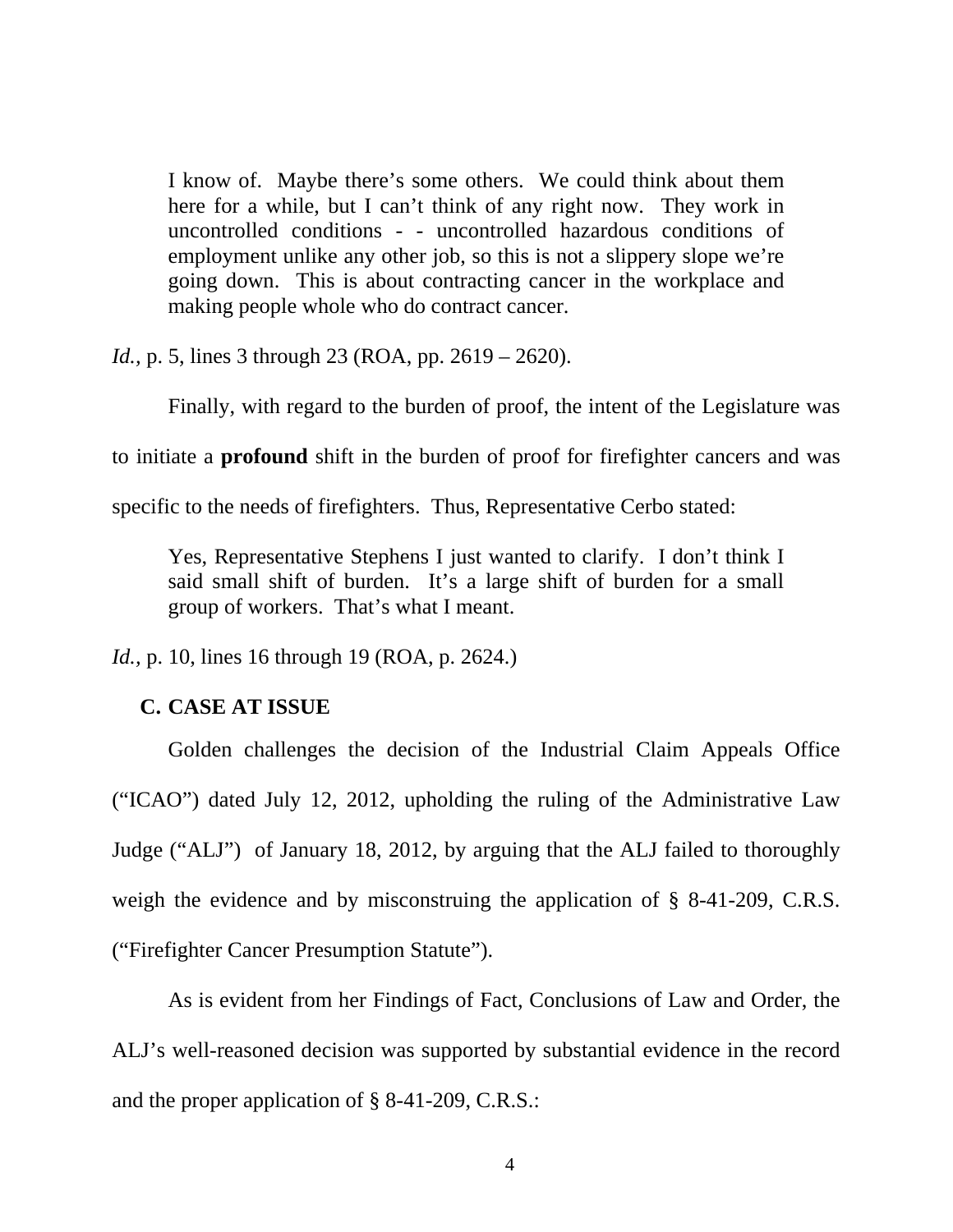> I know of. Maybe there's some others. We could think about them here for a while, but I can't think of any right now. They work in uncontrolled conditions - - uncontrolled hazardous conditions of employment unlike any other job, so this is not a slippery slope we're going down. This is about contracting cancer in the workplace and making people whole who do contract cancer.

*Id.*, p. 5, lines 3 through 23 (ROA, pp. 2619 – 2620).

Finally, with regard to the burden of proof, the intent of the Legislature was to initiate a **profound** shift in the burden of proof for firefighter cancers and was specific to the needs of firefighters. Thus, Representative Cerbo stated:

> Yes, Representative Stephens I just wanted to clarify. I don't think I said small shift of burden. It's a large shift of burden for a small group of workers. That's what I meant.

*Id.*, p. 10, lines 16 through 19 (ROA, p. 2624.)

### C. CASE AT ISSUE

Golden challenges the decision of the Industrial Claim Appeals Office ("ICAO") dated July 12, 2012, upholding the ruling of the Administrative Law Judge ("ALJ") of January 18, 2012, by arguing that the ALJ failed to thoroughly weigh the evidence and by misconstruing the application of § 8-41-209, C.R.S. ("Firefighter Cancer Presumption Statute").

As is evident from her Findings of Fact, Conclusions of Law and Order, the ALJ's well-reasoned decision was supported by substantial evidence in the record and the proper application of § 8-41-209, C.R.S.: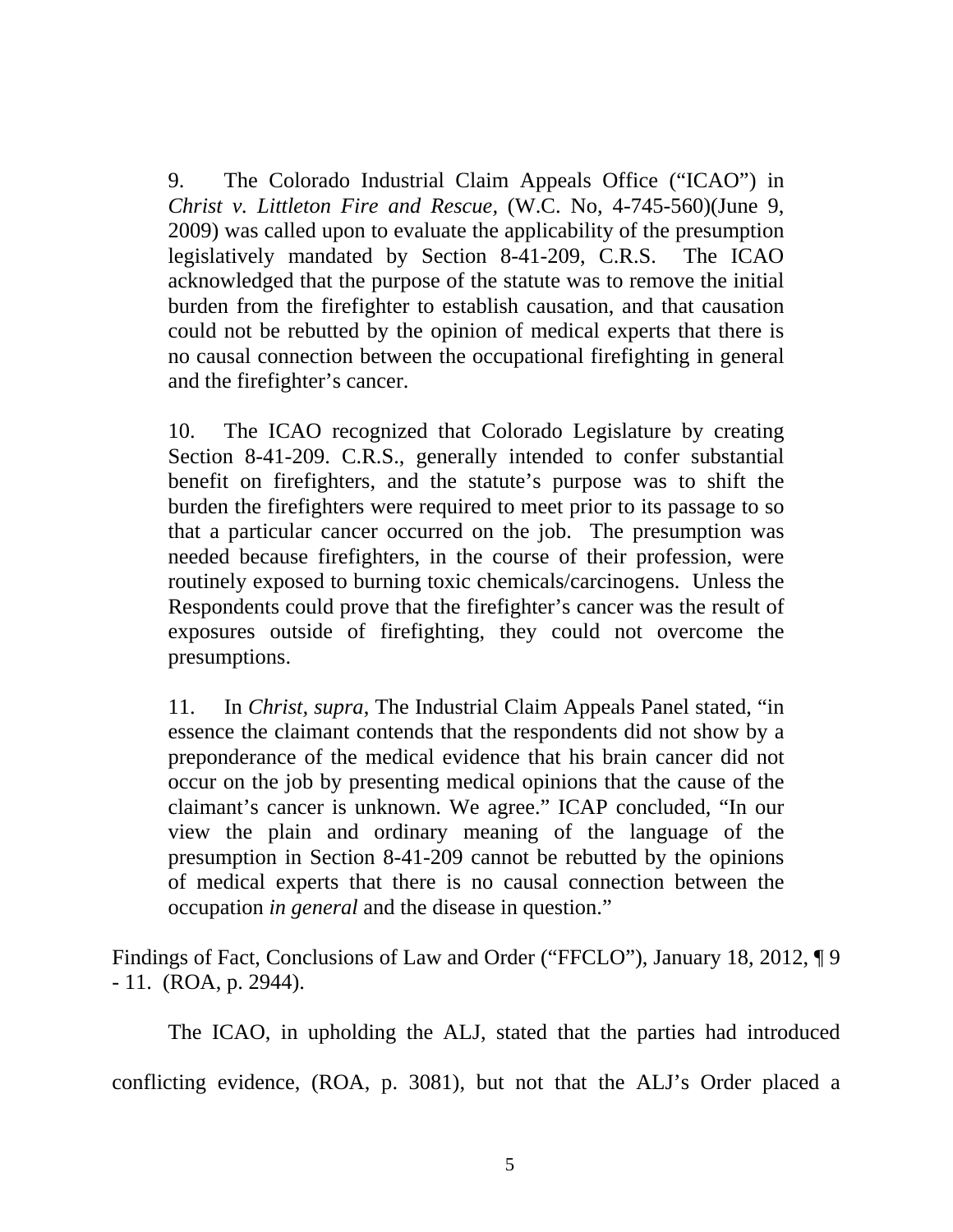> 9. The Colorado Industrial Claim Appeals Office ("ICAO") in *Christ v. Littleton Fire and Rescue*, (W.C. No, 4-745-560)(June 9, 2009) was called upon to evaluate the applicability of the presumption legislatively mandated by Section 8-41-209, C.R.S. The ICAO acknowledged that the purpose of the statute was to remove the initial burden from the firefighter to establish causation, and that causation could not be rebutted by the opinion of medical experts that there is no causal connection between the occupational firefighting in general and the firefighter's cancer.
>
> 10. The ICAO recognized that Colorado Legislature by creating Section 8-41-209. C.R.S., generally intended to confer substantial benefit on firefighters, and the statute's purpose was to shift the burden the firefighters were required to meet prior to its passage to so that a particular cancer occurred on the job. The presumption was needed because firefighters, in the course of their profession, were routinely exposed to burning toxic chemicals/carcinogens. Unless the Respondents could prove that the firefighter's cancer was the result of exposures outside of firefighting, they could not overcome the presumptions.
>
> 11. In *Christ, supra*, The Industrial Claim Appeals Panel stated, "in essence the claimant contends that the respondents did not show by a preponderance of the medical evidence that his brain cancer did not occur on the job by presenting medical opinions that the cause of the claimant's cancer is unknown. We agree." ICAP concluded, "In our view the plain and ordinary meaning of the language of the presumption in Section 8-41-209 cannot be rebutted by the opinions of medical experts that there is no causal connection between the occupation *in general* and the disease in question."

Findings of Fact, Conclusions of Law and Order ("FFCLO"), January 18, 2012, ¶ 9 - 11. (ROA, p. 2944).

The ICAO, in upholding the ALJ, stated that the parties had introduced conflicting evidence, (ROA, p. 3081), but not that the ALJ's Order placed a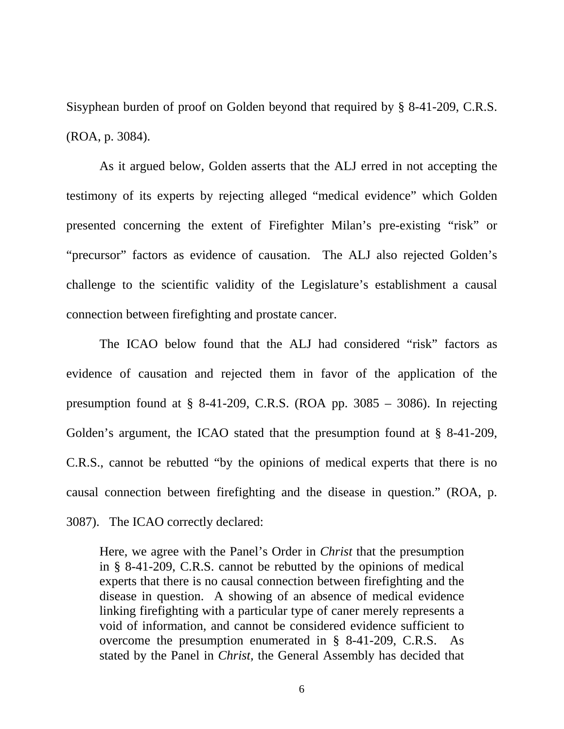Sisyphean burden of proof on Golden beyond that required by § 8-41-209, C.R.S. (ROA, p. 3084).

As it argued below, Golden asserts that the ALJ erred in not accepting the testimony of its experts by rejecting alleged "medical evidence" which Golden presented concerning the extent of Firefighter Milan's pre-existing "risk" or "precursor" factors as evidence of causation. The ALJ also rejected Golden's challenge to the scientific validity of the Legislature's establishment a causal connection between firefighting and prostate cancer.

The ICAO below found that the ALJ had considered "risk" factors as evidence of causation and rejected them in favor of the application of the presumption found at § 8-41-209, C.R.S. (ROA pp. 3085 – 3086). In rejecting Golden's argument, the ICAO stated that the presumption found at § 8-41-209, C.R.S., cannot be rebutted "by the opinions of medical experts that there is no causal connection between firefighting and the disease in question." (ROA, p. 3087). The ICAO correctly declared:

> Here, we agree with the Panel's Order in *Christ* that the presumption in § 8-41-209, C.R.S. cannot be rebutted by the opinions of medical experts that there is no causal connection between firefighting and the disease in question. A showing of an absence of medical evidence linking firefighting with a particular type of caner merely represents a void of information, and cannot be considered evidence sufficient to overcome the presumption enumerated in § 8-41-209, C.R.S. As stated by the Panel in *Christ*, the General Assembly has decided that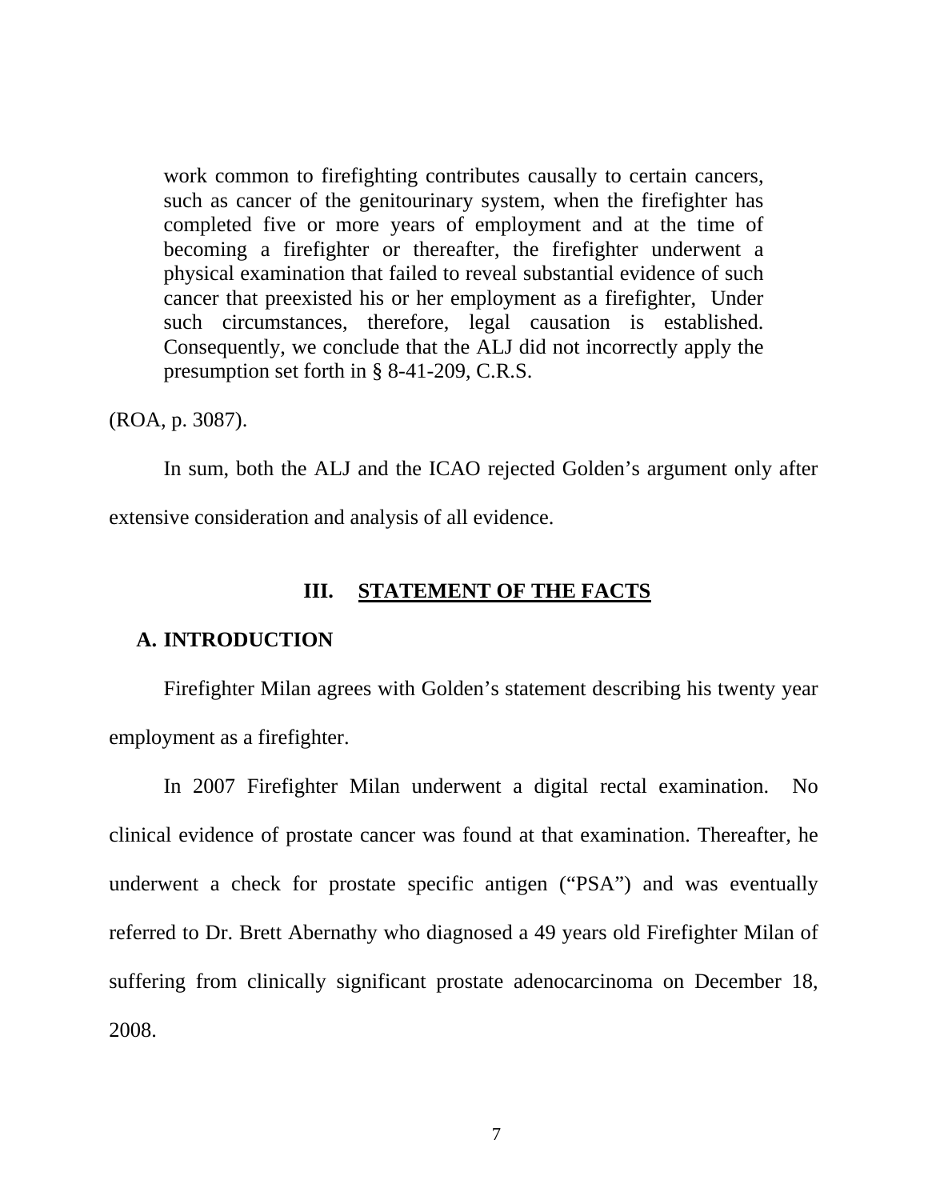> work common to firefighting contributes causally to certain cancers, such as cancer of the genitourinary system, when the firefighter has completed five or more years of employment and at the time of becoming a firefighter or thereafter, the firefighter underwent a physical examination that failed to reveal substantial evidence of such cancer that preexisted his or her employment as a firefighter, Under such circumstances, therefore, legal causation is established. Consequently, we conclude that the ALJ did not incorrectly apply the presumption set forth in § 8-41-209, C.R.S.

(ROA, p. 3087).

In sum, both the ALJ and the ICAO rejected Golden's argument only after extensive consideration and analysis of all evidence.

## III. STATEMENT OF THE FACTS

### A. INTRODUCTION

Firefighter Milan agrees with Golden's statement describing his twenty year employment as a firefighter.

In 2007 Firefighter Milan underwent a digital rectal examination. No clinical evidence of prostate cancer was found at that examination. Thereafter, he underwent a check for prostate specific antigen ("PSA") and was eventually referred to Dr. Brett Abernathy who diagnosed a 49 years old Firefighter Milan of suffering from clinically significant prostate adenocarcinoma on December 18, 2008.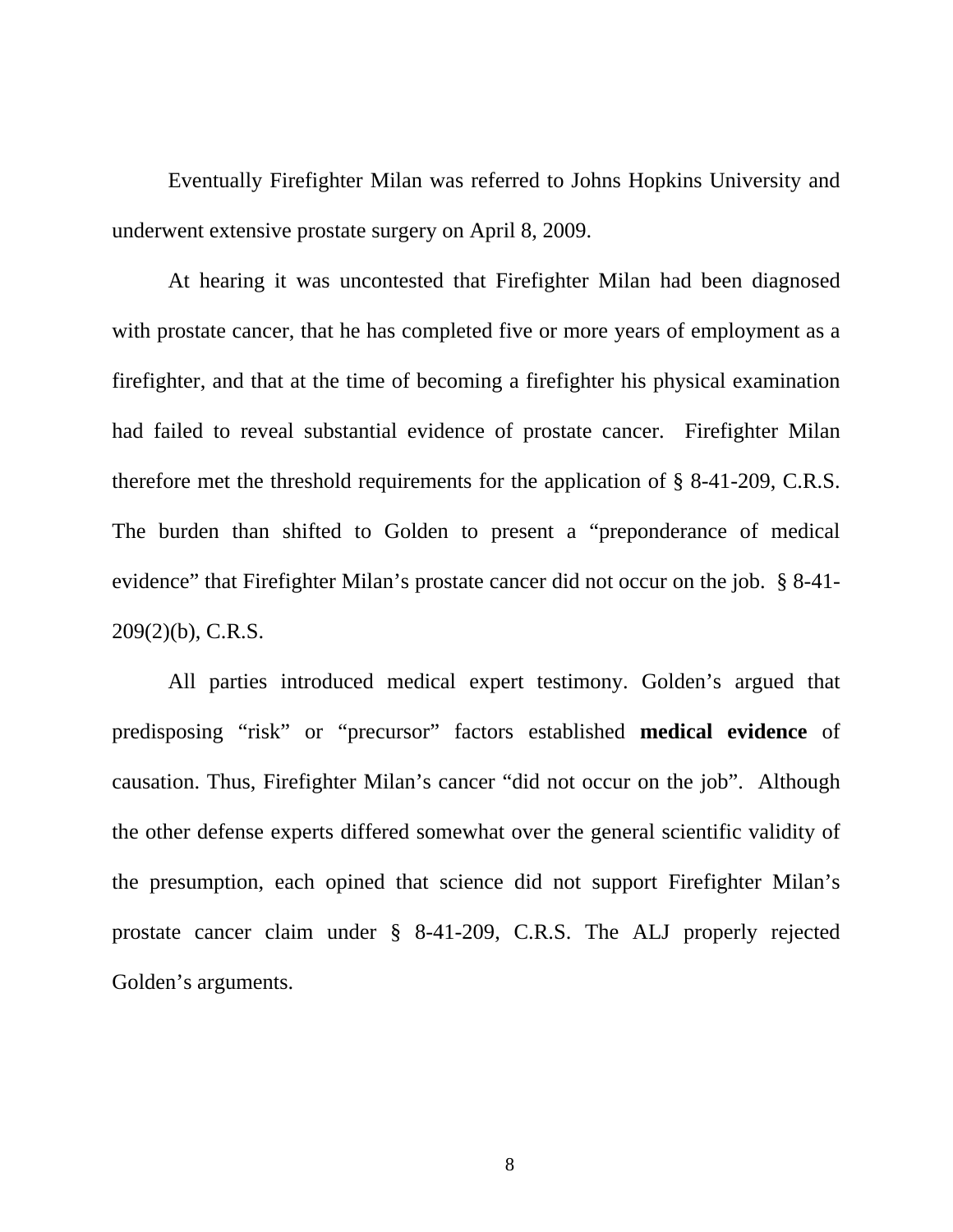Eventually Firefighter Milan was referred to Johns Hopkins University and underwent extensive prostate surgery on April 8, 2009.

At hearing it was uncontested that Firefighter Milan had been diagnosed with prostate cancer, that he has completed five or more years of employment as a firefighter, and that at the time of becoming a firefighter his physical examination had failed to reveal substantial evidence of prostate cancer. Firefighter Milan therefore met the threshold requirements for the application of § 8-41-209, C.R.S. The burden than shifted to Golden to present a "preponderance of medical evidence" that Firefighter Milan's prostate cancer did not occur on the job. § 8-41-209(2)(b), C.R.S.

All parties introduced medical expert testimony. Golden's argued that predisposing "risk" or "precursor" factors established **medical evidence** of causation. Thus, Firefighter Milan's cancer "did not occur on the job". Although the other defense experts differed somewhat over the general scientific validity of the presumption, each opined that science did not support Firefighter Milan's prostate cancer claim under § 8-41-209, C.R.S. The ALJ properly rejected Golden's arguments.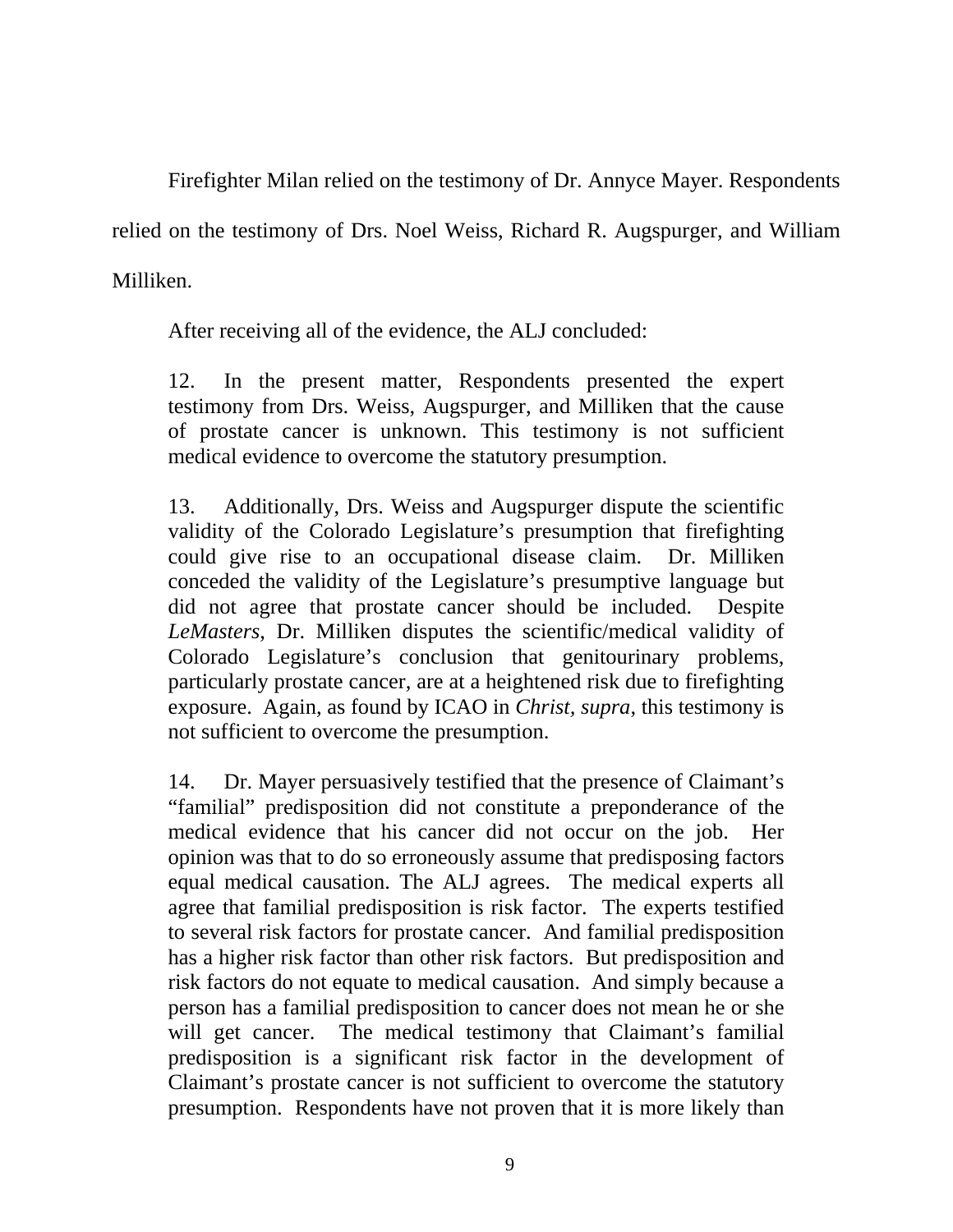Firefighter Milan relied on the testimony of Dr. Annyce Mayer. Respondents relied on the testimony of Drs. Noel Weiss, Richard R. Augspurger, and William Milliken.

After receiving all of the evidence, the ALJ concluded:

> 12. In the present matter, Respondents presented the expert testimony from Drs. Weiss, Augspurger, and Milliken that the cause of prostate cancer is unknown. This testimony is not sufficient medical evidence to overcome the statutory presumption.
>
> 13. Additionally, Drs. Weiss and Augspurger dispute the scientific validity of the Colorado Legislature's presumption that firefighting could give rise to an occupational disease claim. Dr. Milliken conceded the validity of the Legislature's presumptive language but did not agree that prostate cancer should be included. Despite *LeMasters*, Dr. Milliken disputes the scientific/medical validity of Colorado Legislature's conclusion that genitourinary problems, particularly prostate cancer, are at a heightened risk due to firefighting exposure. Again, as found by ICAO in *Christ, supra*, this testimony is not sufficient to overcome the presumption.
>
> 14. Dr. Mayer persuasively testified that the presence of Claimant's "familial" predisposition did not constitute a preponderance of the medical evidence that his cancer did not occur on the job. Her opinion was that to do so erroneously assume that predisposing factors equal medical causation. The ALJ agrees. The medical experts all agree that familial predisposition is risk factor. The experts testified to several risk factors for prostate cancer. And familial predisposition has a higher risk factor than other risk factors. But predisposition and risk factors do not equate to medical causation. And simply because a person has a familial predisposition to cancer does not mean he or she will get cancer. The medical testimony that Claimant's familial predisposition is a significant risk factor in the development of Claimant's prostate cancer is not sufficient to overcome the statutory presumption. Respondents have not proven that it is more likely than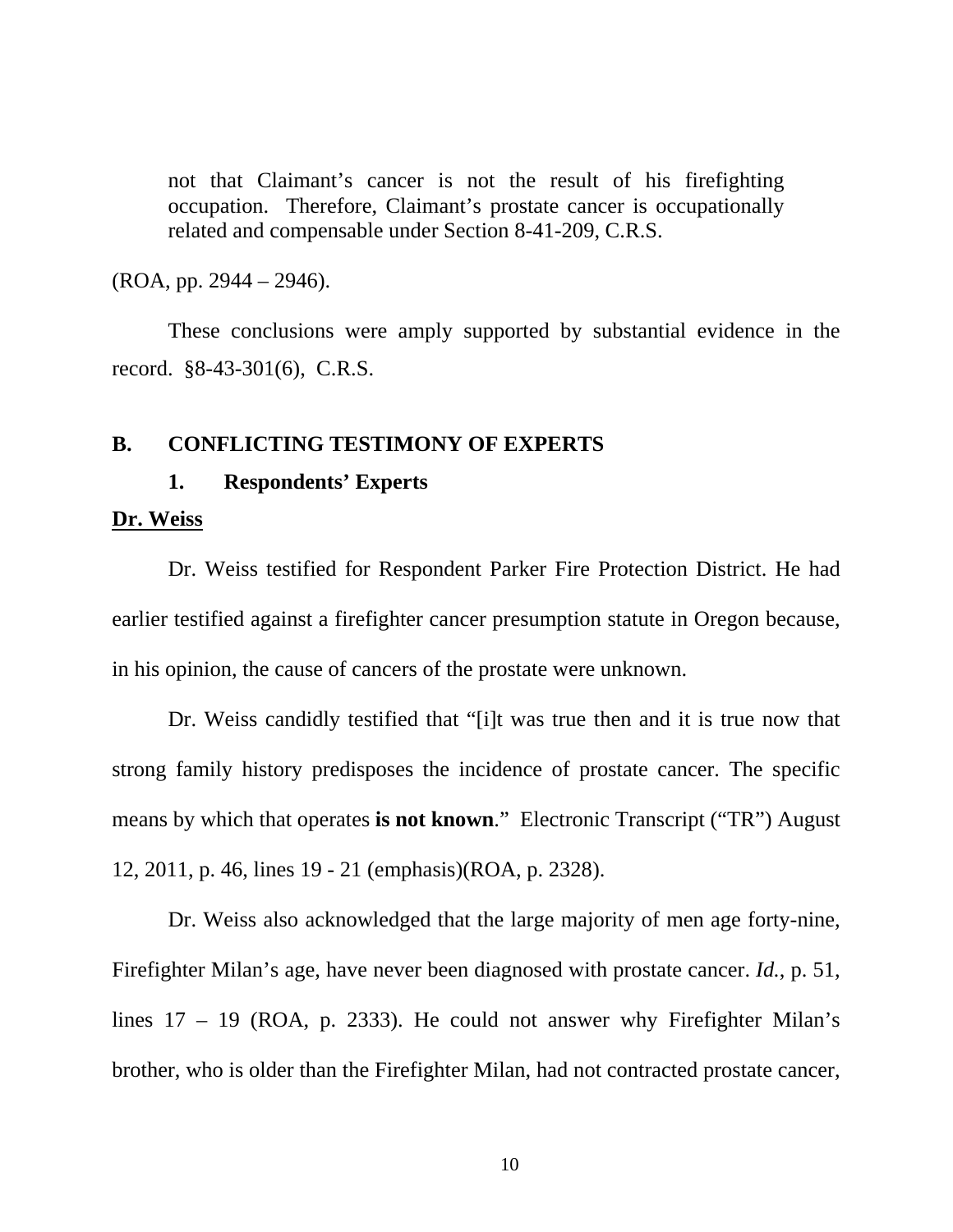> not that Claimant's cancer is not the result of his firefighting occupation. Therefore, Claimant's prostate cancer is occupationally related and compensable under Section 8-41-209, C.R.S.

(ROA, pp. 2944 – 2946).

These conclusions were amply supported by substantial evidence in the record. §8-43-301(6), C.R.S.

## B. CONFLICTING TESTIMONY OF EXPERTS

### 1. Respondents' Experts

**Dr. Weiss**

Dr. Weiss testified for Respondent Parker Fire Protection District. He had earlier testified against a firefighter cancer presumption statute in Oregon because, in his opinion, the cause of cancers of the prostate were unknown.

Dr. Weiss candidly testified that "[i]t was true then and it is true now that strong family history predisposes the incidence of prostate cancer. The specific means by which that operates **is not known**." Electronic Transcript ("TR") August 12, 2011, p. 46, lines 19 - 21 (emphasis)(ROA, p. 2328).

Dr. Weiss also acknowledged that the large majority of men age forty-nine, Firefighter Milan's age, have never been diagnosed with prostate cancer. *Id.*, p. 51, lines 17 – 19 (ROA, p. 2333). He could not answer why Firefighter Milan's brother, who is older than the Firefighter Milan, had not contracted prostate cancer,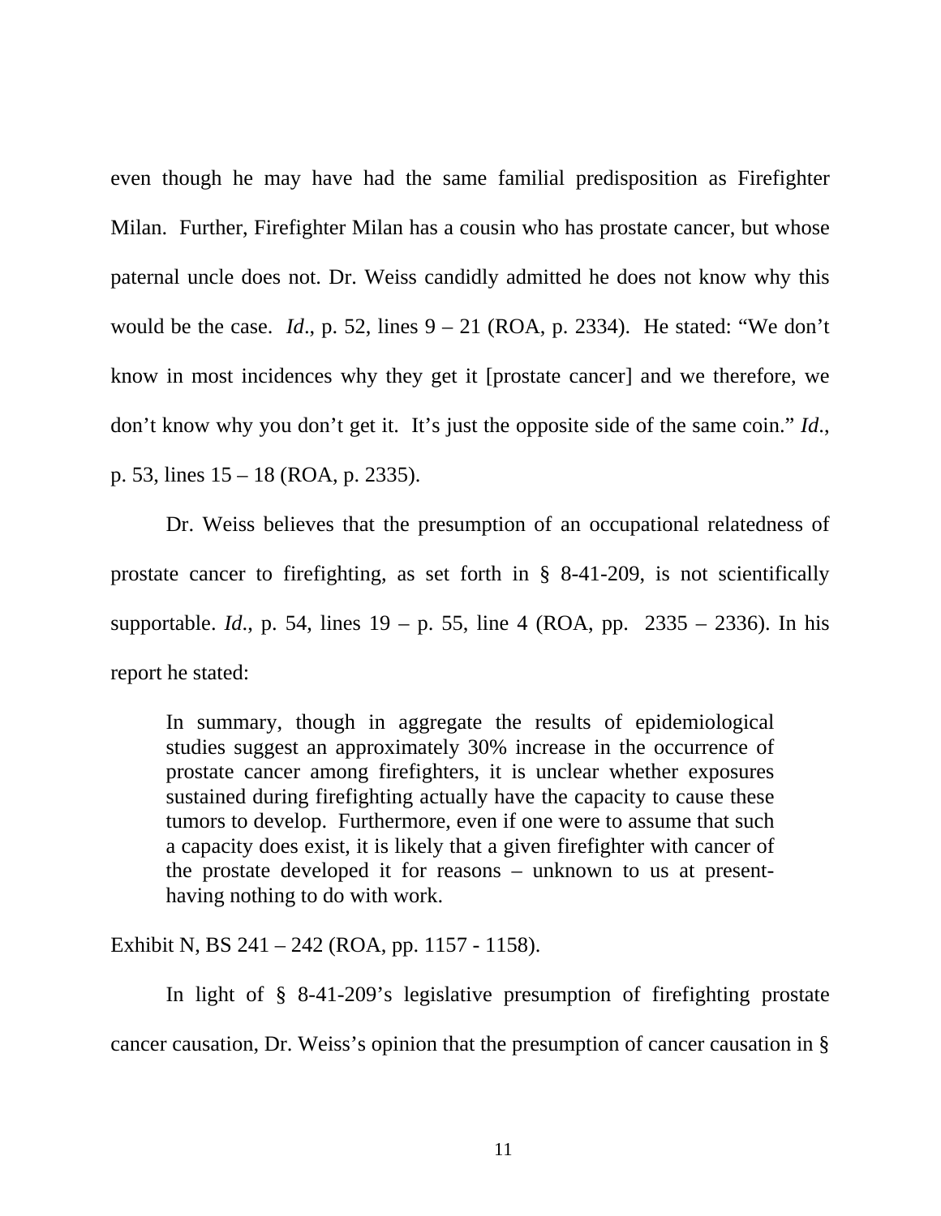even though he may have had the same familial predisposition as Firefighter Milan. Further, Firefighter Milan has a cousin who has prostate cancer, but whose paternal uncle does not. Dr. Weiss candidly admitted he does not know why this would be the case. *Id*., p. 52, lines 9 – 21 (ROA, p. 2334). He stated: "We don't know in most incidences why they get it [prostate cancer] and we therefore, we don't know why you don't get it. It's just the opposite side of the same coin." *Id*., p. 53, lines 15 – 18 (ROA, p. 2335).

Dr. Weiss believes that the presumption of an occupational relatedness of prostate cancer to firefighting, as set forth in § 8-41-209, is not scientifically supportable. *Id*., p. 54, lines 19 – p. 55, line 4 (ROA, pp. 2335 – 2336). In his report he stated:

> In summary, though in aggregate the results of epidemiological studies suggest an approximately 30% increase in the occurrence of prostate cancer among firefighters, it is unclear whether exposures sustained during firefighting actually have the capacity to cause these tumors to develop. Furthermore, even if one were to assume that such a capacity does exist, it is likely that a given firefighter with cancer of the prostate developed it for reasons – unknown to us at present- having nothing to do with work.

Exhibit N, BS 241 – 242 (ROA, pp. 1157 - 1158).

In light of § 8-41-209's legislative presumption of firefighting prostate cancer causation, Dr. Weiss's opinion that the presumption of cancer causation in §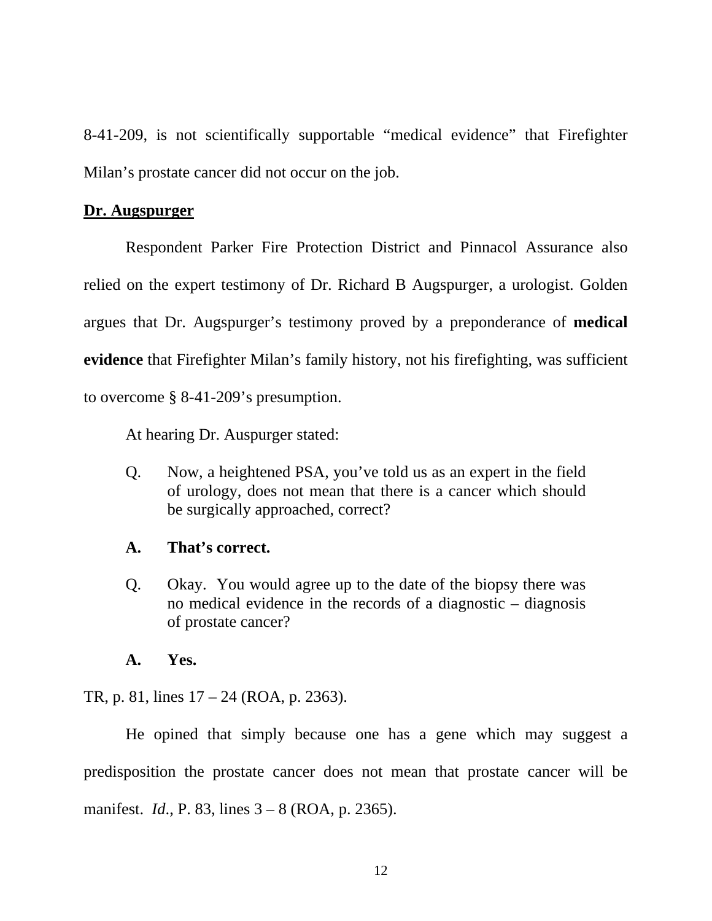8-41-209, is not scientifically supportable "medical evidence" that Firefighter Milan's prostate cancer did not occur on the job.

**Dr. Augspurger**

Respondent Parker Fire Protection District and Pinnacol Assurance also relied on the expert testimony of Dr. Richard B Augspurger, a urologist. Golden argues that Dr. Augspurger's testimony proved by a preponderance of **medical evidence** that Firefighter Milan's family history, not his firefighting, was sufficient to overcome § 8-41-209's presumption.

At hearing Dr. Auspurger stated:

> Q. Now, a heightened PSA, you've told us as an expert in the field of urology, does not mean that there is a cancer which should be surgically approached, correct?
>
> **A. That's correct.**
>
> Q. Okay. You would agree up to the date of the biopsy there was no medical evidence in the records of a diagnostic – diagnosis of prostate cancer?
>
> **A. Yes.**

TR, p. 81, lines 17 – 24 (ROA, p. 2363).

He opined that simply because one has a gene which may suggest a predisposition the prostate cancer does not mean that prostate cancer will be manifest. *Id.*, P. 83, lines 3 – 8 (ROA, p. 2365).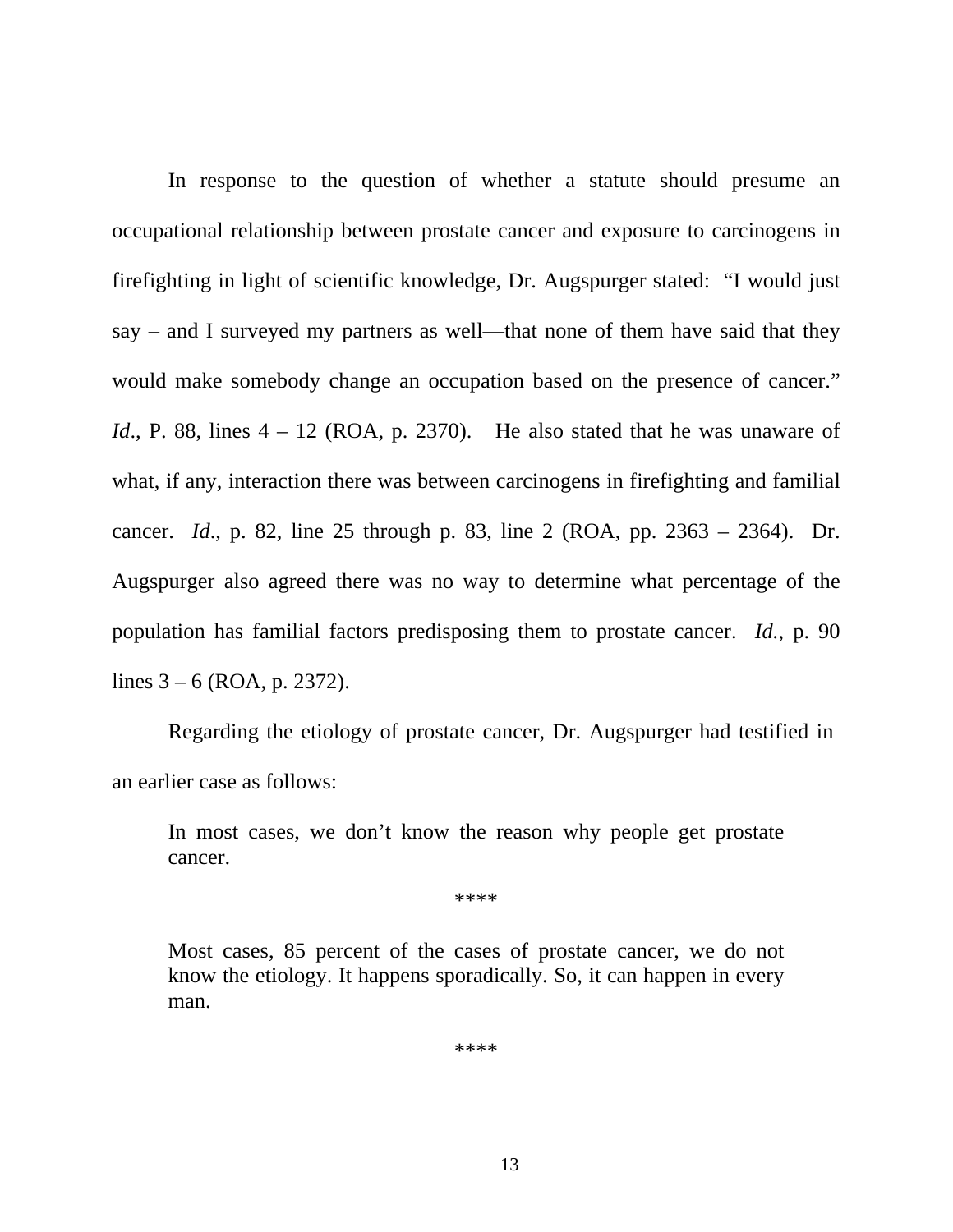In response to the question of whether a statute should presume an occupational relationship between prostate cancer and exposure to carcinogens in firefighting in light of scientific knowledge, Dr. Augspurger stated: "I would just say – and I surveyed my partners as well—that none of them have said that they would make somebody change an occupation based on the presence of cancer." *Id*., P. 88, lines 4 – 12 (ROA, p. 2370). He also stated that he was unaware of what, if any, interaction there was between carcinogens in firefighting and familial cancer. *Id*., p. 82, line 25 through p. 83, line 2 (ROA, pp. 2363 – 2364). Dr. Augspurger also agreed there was no way to determine what percentage of the population has familial factors predisposing them to prostate cancer. *Id.*, p. 90 lines 3 – 6 (ROA, p. 2372).

Regarding the etiology of prostate cancer, Dr. Augspurger had testified in an earlier case as follows:

> In most cases, we don't know the reason why people get prostate cancer.
>
> ****
>
> Most cases, 85 percent of the cases of prostate cancer, we do not know the etiology. It happens sporadically. So, it can happen in every man.
>
> ****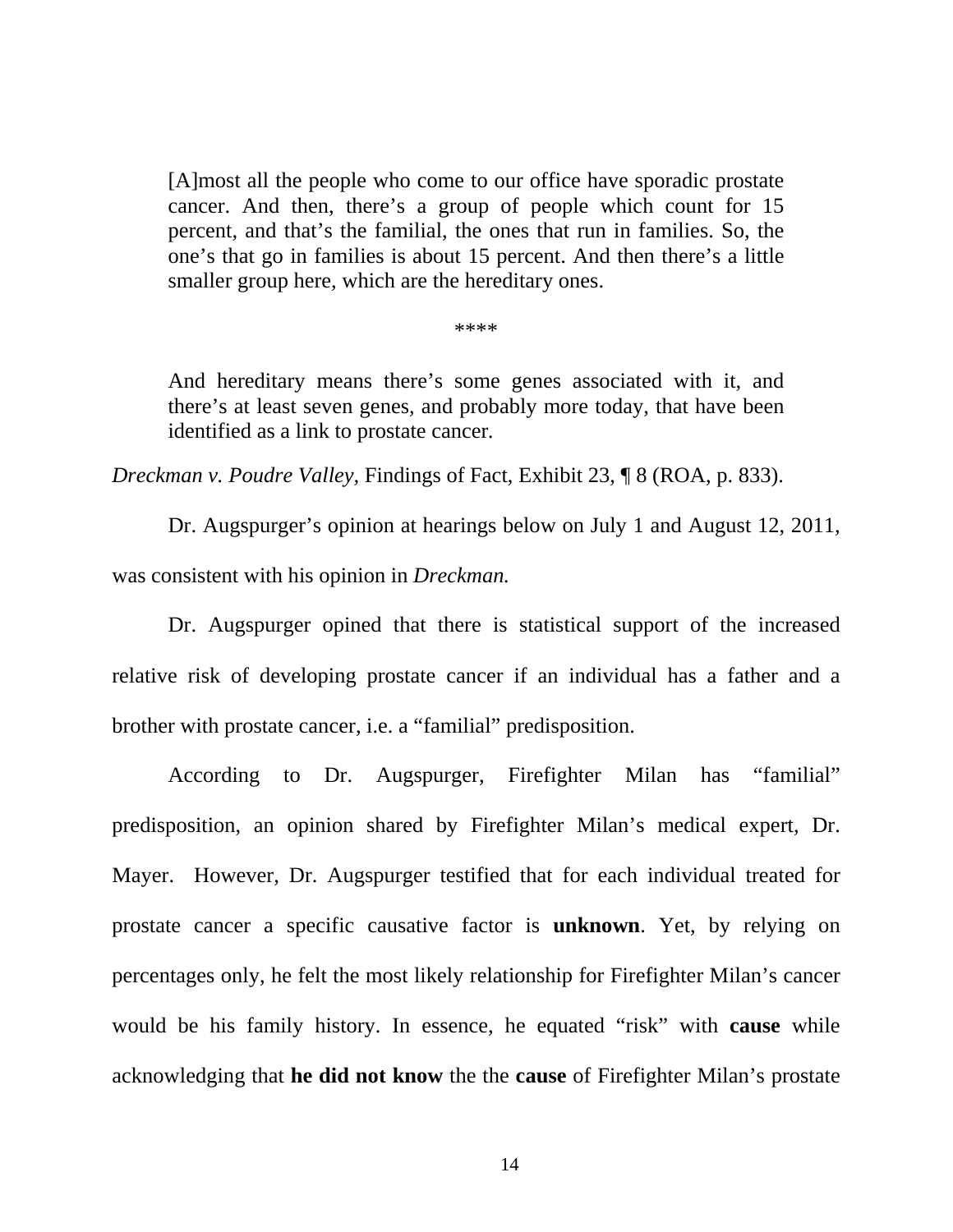> [A]most all the people who come to our office have sporadic prostate cancer. And then, there's a group of people which count for 15 percent, and that's the familial, the ones that run in families. So, the one's that go in families is about 15 percent. And then there's a little smaller group here, which are the hereditary ones.
>
> ****
>
> And hereditary means there's some genes associated with it, and there's at least seven genes, and probably more today, that have been identified as a link to prostate cancer.

*Dreckman v. Poudre Valley*, Findings of Fact, Exhibit 23, ¶ 8 (ROA, p. 833).

Dr. Augspurger's opinion at hearings below on July 1 and August 12, 2011, was consistent with his opinion in *Dreckman.*

Dr. Augspurger opined that there is statistical support of the increased relative risk of developing prostate cancer if an individual has a father and a brother with prostate cancer, i.e. a "familial" predisposition.

According to Dr. Augspurger, Firefighter Milan has "familial" predisposition, an opinion shared by Firefighter Milan's medical expert, Dr. Mayer. However, Dr. Augspurger testified that for each individual treated for prostate cancer a specific causative factor is **unknown**. Yet, by relying on percentages only, he felt the most likely relationship for Firefighter Milan's cancer would be his family history. In essence, he equated "risk" with **cause** while acknowledging that **he did not know** the the **cause** of Firefighter Milan's prostate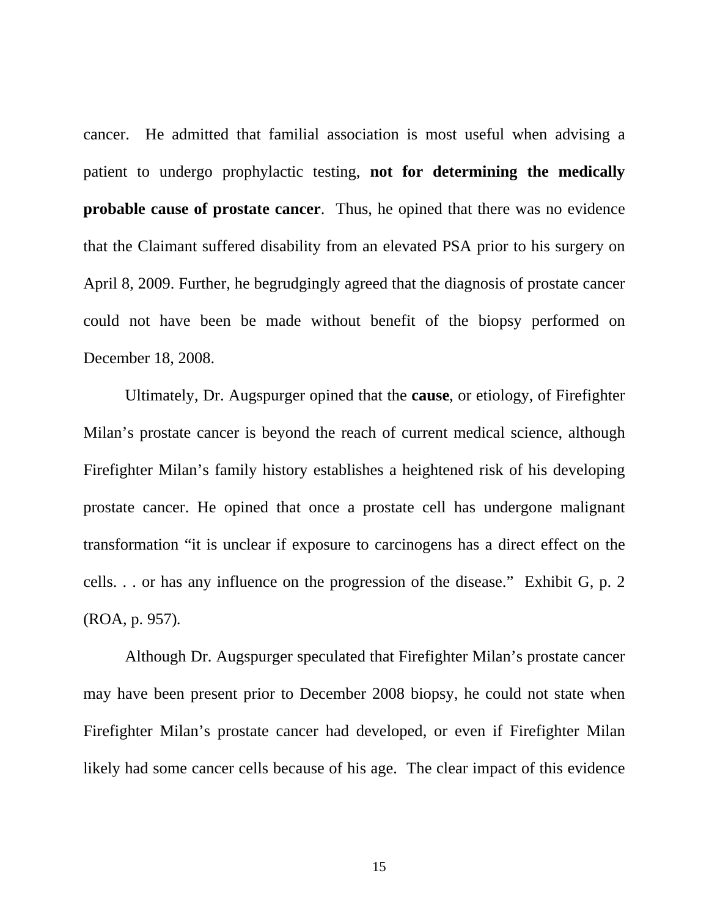cancer. He admitted that familial association is most useful when advising a patient to undergo prophylactic testing, **not for determining the medically probable cause of prostate cancer**. Thus, he opined that there was no evidence that the Claimant suffered disability from an elevated PSA prior to his surgery on April 8, 2009. Further, he begrudgingly agreed that the diagnosis of prostate cancer could not have been be made without benefit of the biopsy performed on December 18, 2008.

Ultimately, Dr. Augspurger opined that the **cause**, or etiology, of Firefighter Milan's prostate cancer is beyond the reach of current medical science, although Firefighter Milan's family history establishes a heightened risk of his developing prostate cancer. He opined that once a prostate cell has undergone malignant transformation "it is unclear if exposure to carcinogens has a direct effect on the cells. . . or has any influence on the progression of the disease." Exhibit G, p. 2 (ROA, p. 957).

Although Dr. Augspurger speculated that Firefighter Milan's prostate cancer may have been present prior to December 2008 biopsy, he could not state when Firefighter Milan's prostate cancer had developed, or even if Firefighter Milan likely had some cancer cells because of his age. The clear impact of this evidence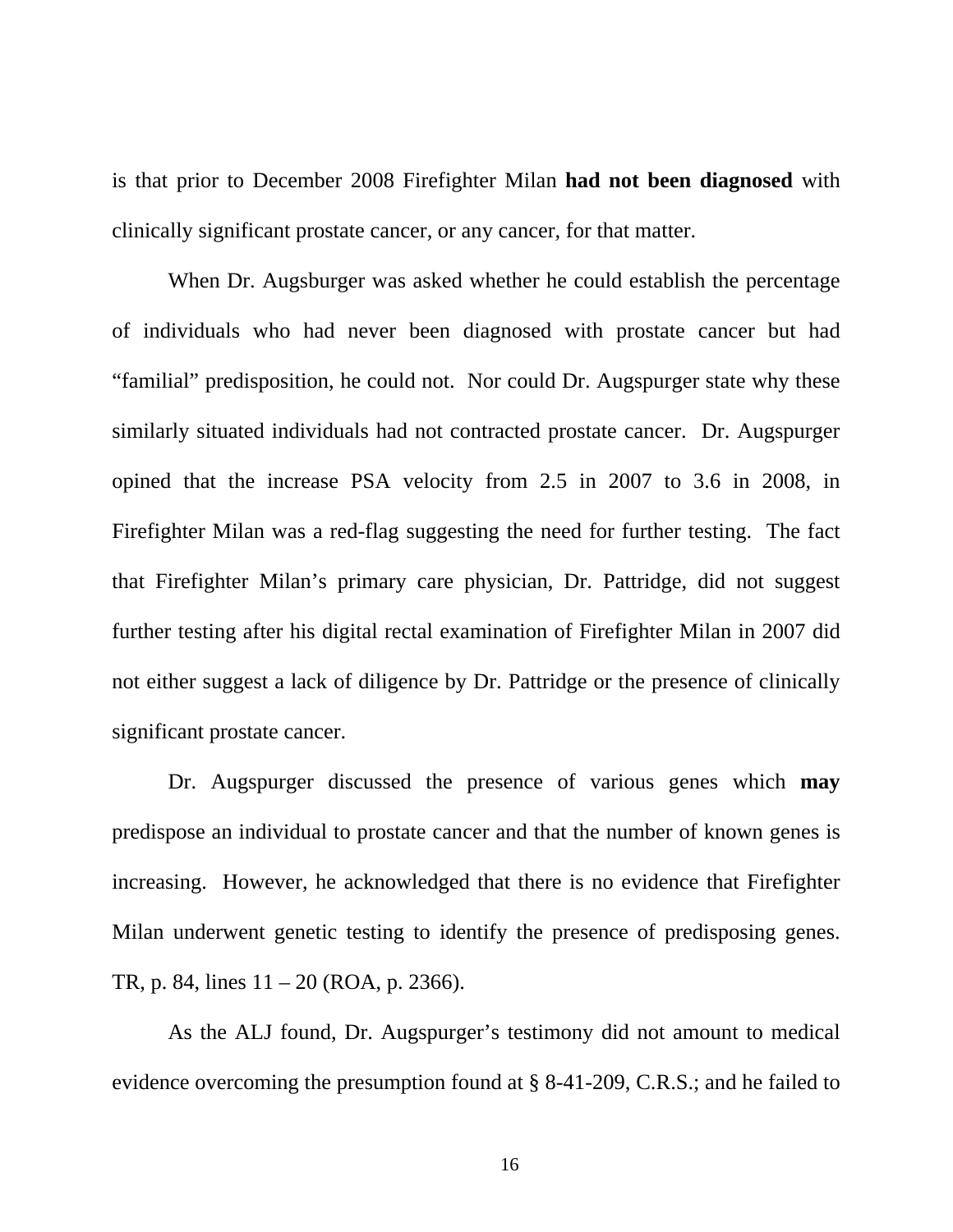is that prior to December 2008 Firefighter Milan **had not been diagnosed** with clinically significant prostate cancer, or any cancer, for that matter.

When Dr. Augsburger was asked whether he could establish the percentage of individuals who had never been diagnosed with prostate cancer but had "familial" predisposition, he could not. Nor could Dr. Augspurger state why these similarly situated individuals had not contracted prostate cancer. Dr. Augspurger opined that the increase PSA velocity from 2.5 in 2007 to 3.6 in 2008, in Firefighter Milan was a red-flag suggesting the need for further testing. The fact that Firefighter Milan's primary care physician, Dr. Pattridge, did not suggest further testing after his digital rectal examination of Firefighter Milan in 2007 did not either suggest a lack of diligence by Dr. Pattridge or the presence of clinically significant prostate cancer.

Dr. Augspurger discussed the presence of various genes which **may** predispose an individual to prostate cancer and that the number of known genes is increasing. However, he acknowledged that there is no evidence that Firefighter Milan underwent genetic testing to identify the presence of predisposing genes. TR, p. 84, lines 11 – 20 (ROA, p. 2366).

As the ALJ found, Dr. Augspurger's testimony did not amount to medical evidence overcoming the presumption found at § 8-41-209, C.R.S.; and he failed to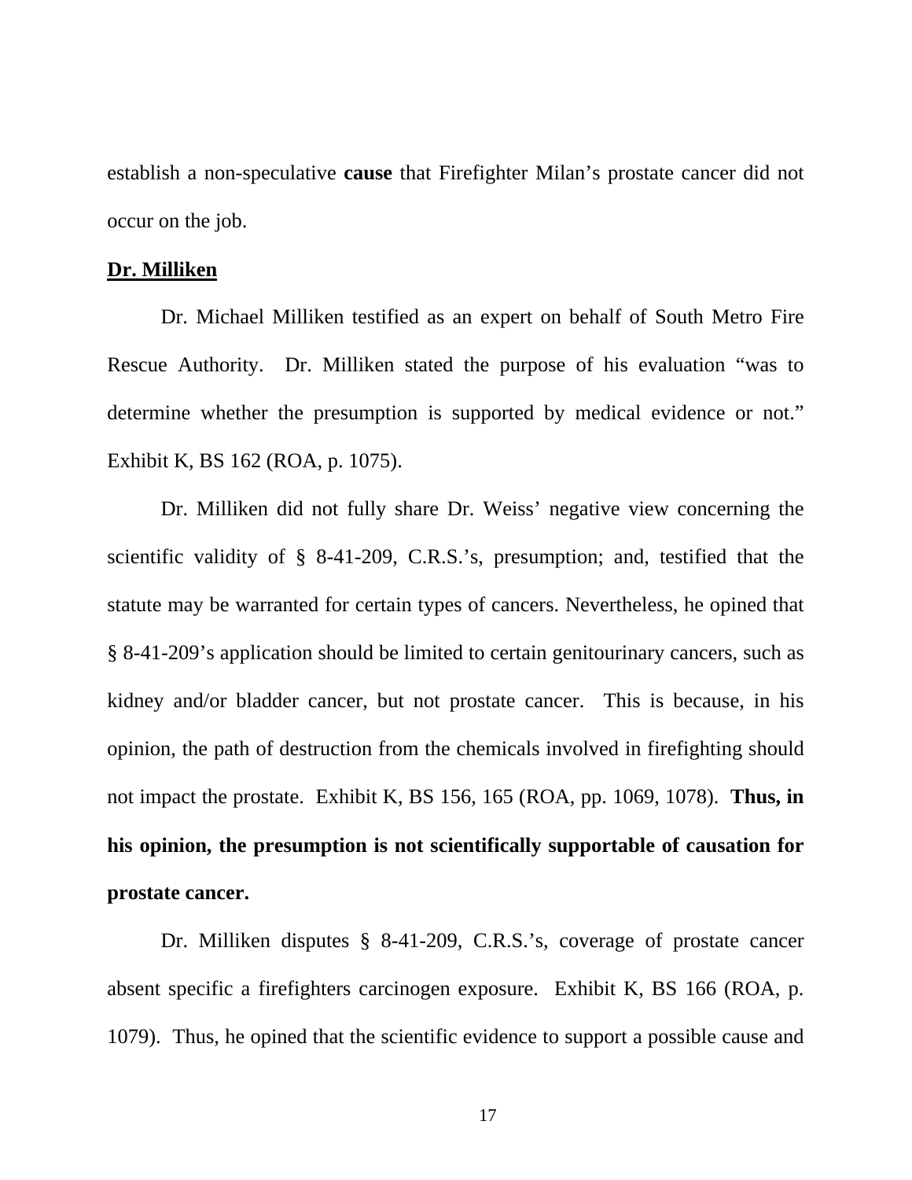establish a non-speculative **cause** that Firefighter Milan's prostate cancer did not occur on the job.

**<u>Dr. Milliken</u>**

Dr. Michael Milliken testified as an expert on behalf of South Metro Fire Rescue Authority. Dr. Milliken stated the purpose of his evaluation "was to determine whether the presumption is supported by medical evidence or not." Exhibit K, BS 162 (ROA, p. 1075).

Dr. Milliken did not fully share Dr. Weiss' negative view concerning the scientific validity of § 8-41-209, C.R.S.'s, presumption; and, testified that the statute may be warranted for certain types of cancers. Nevertheless, he opined that § 8-41-209's application should be limited to certain genitourinary cancers, such as kidney and/or bladder cancer, but not prostate cancer. This is because, in his opinion, the path of destruction from the chemicals involved in firefighting should not impact the prostate. Exhibit K, BS 156, 165 (ROA, pp. 1069, 1078). **Thus, in his opinion, the presumption is not scientifically supportable of causation for prostate cancer.**

Dr. Milliken disputes § 8-41-209, C.R.S.'s, coverage of prostate cancer absent specific a firefighters carcinogen exposure. Exhibit K, BS 166 (ROA, p. 1079). Thus, he opined that the scientific evidence to support a possible cause and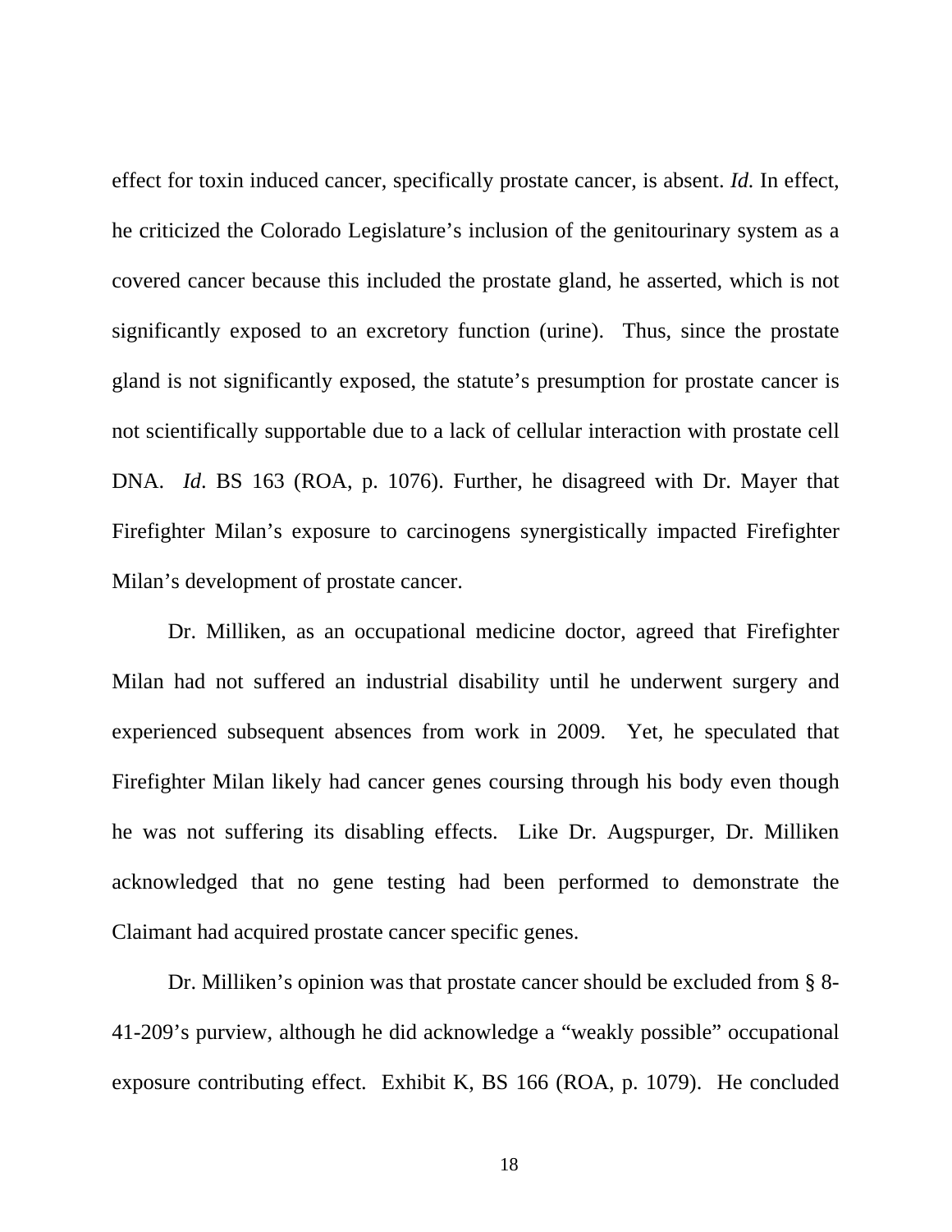effect for toxin induced cancer, specifically prostate cancer, is absent. *Id.* In effect, he criticized the Colorado Legislature's inclusion of the genitourinary system as a covered cancer because this included the prostate gland, he asserted, which is not significantly exposed to an excretory function (urine). Thus, since the prostate gland is not significantly exposed, the statute's presumption for prostate cancer is not scientifically supportable due to a lack of cellular interaction with prostate cell DNA. *Id*. BS 163 (ROA, p. 1076). Further, he disagreed with Dr. Mayer that Firefighter Milan's exposure to carcinogens synergistically impacted Firefighter Milan's development of prostate cancer.

Dr. Milliken, as an occupational medicine doctor, agreed that Firefighter Milan had not suffered an industrial disability until he underwent surgery and experienced subsequent absences from work in 2009. Yet, he speculated that Firefighter Milan likely had cancer genes coursing through his body even though he was not suffering its disabling effects. Like Dr. Augspurger, Dr. Milliken acknowledged that no gene testing had been performed to demonstrate the Claimant had acquired prostate cancer specific genes.

Dr. Milliken's opinion was that prostate cancer should be excluded from § 8-41-209's purview, although he did acknowledge a "weakly possible" occupational exposure contributing effect. Exhibit K, BS 166 (ROA, p. 1079). He concluded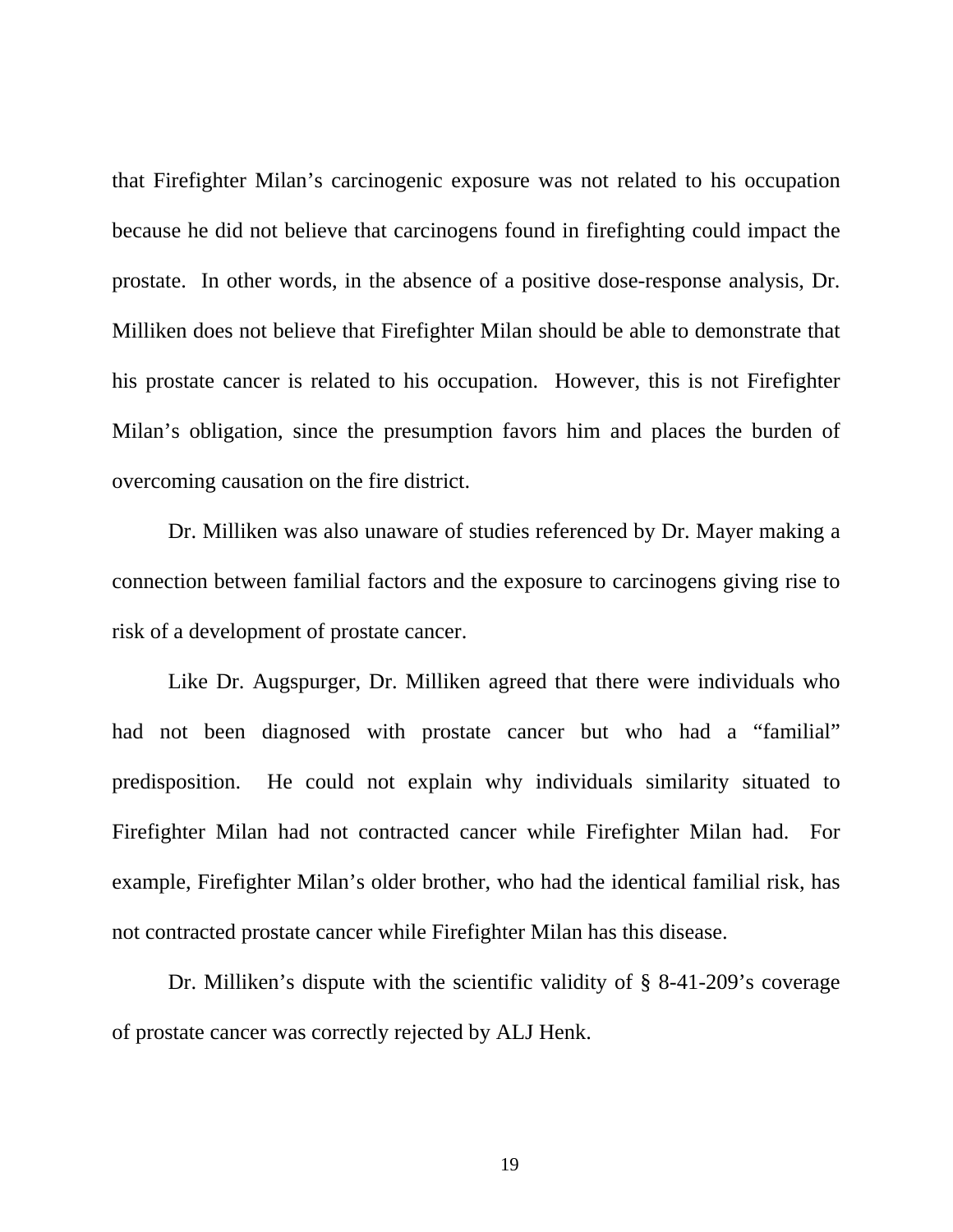that Firefighter Milan's carcinogenic exposure was not related to his occupation because he did not believe that carcinogens found in firefighting could impact the prostate. In other words, in the absence of a positive dose-response analysis, Dr. Milliken does not believe that Firefighter Milan should be able to demonstrate that his prostate cancer is related to his occupation. However, this is not Firefighter Milan's obligation, since the presumption favors him and places the burden of overcoming causation on the fire district.

Dr. Milliken was also unaware of studies referenced by Dr. Mayer making a connection between familial factors and the exposure to carcinogens giving rise to risk of a development of prostate cancer.

Like Dr. Augspurger, Dr. Milliken agreed that there were individuals who had not been diagnosed with prostate cancer but who had a "familial" predisposition. He could not explain why individuals similarity situated to Firefighter Milan had not contracted cancer while Firefighter Milan had. For example, Firefighter Milan's older brother, who had the identical familial risk, has not contracted prostate cancer while Firefighter Milan has this disease.

Dr. Milliken's dispute with the scientific validity of § 8-41-209's coverage of prostate cancer was correctly rejected by ALJ Henk.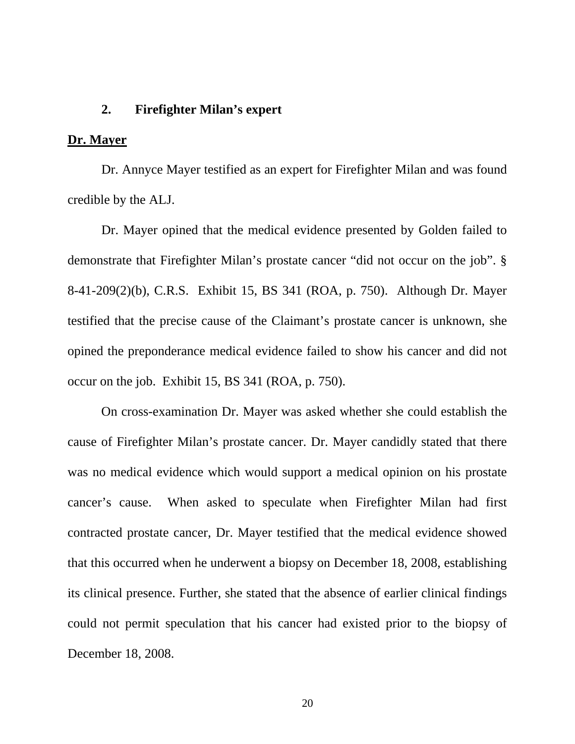### 2. Firefighter Milan's expert

**Dr. Mayer**

Dr. Annyce Mayer testified as an expert for Firefighter Milan and was found credible by the ALJ.

Dr. Mayer opined that the medical evidence presented by Golden failed to demonstrate that Firefighter Milan's prostate cancer "did not occur on the job". § 8-41-209(2)(b), C.R.S. Exhibit 15, BS 341 (ROA, p. 750). Although Dr. Mayer testified that the precise cause of the Claimant's prostate cancer is unknown, she opined the preponderance medical evidence failed to show his cancer and did not occur on the job. Exhibit 15, BS 341 (ROA, p. 750).

On cross-examination Dr. Mayer was asked whether she could establish the cause of Firefighter Milan's prostate cancer. Dr. Mayer candidly stated that there was no medical evidence which would support a medical opinion on his prostate cancer's cause. When asked to speculate when Firefighter Milan had first contracted prostate cancer, Dr. Mayer testified that the medical evidence showed that this occurred when he underwent a biopsy on December 18, 2008, establishing its clinical presence. Further, she stated that the absence of earlier clinical findings could not permit speculation that his cancer had existed prior to the biopsy of December 18, 2008.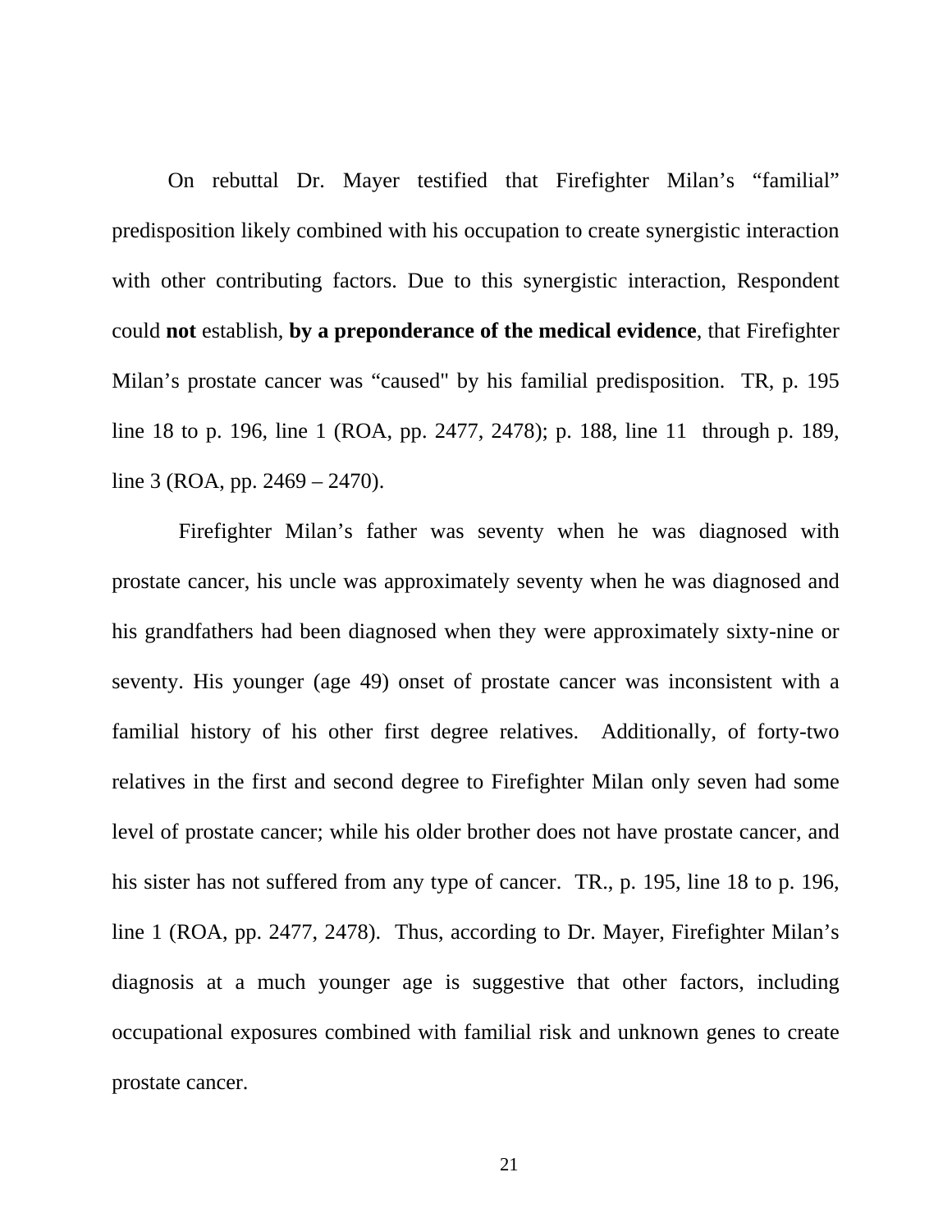On rebuttal Dr. Mayer testified that Firefighter Milan's "familial" predisposition likely combined with his occupation to create synergistic interaction with other contributing factors. Due to this synergistic interaction, Respondent could **not** establish, **by a preponderance of the medical evidence**, that Firefighter Milan's prostate cancer was "caused" by his familial predisposition. TR, p. 195 line 18 to p. 196, line 1 (ROA, pp. 2477, 2478); p. 188, line 11 through p. 189, line 3 (ROA, pp. 2469 – 2470).

Firefighter Milan's father was seventy when he was diagnosed with prostate cancer, his uncle was approximately seventy when he was diagnosed and his grandfathers had been diagnosed when they were approximately sixty-nine or seventy. His younger (age 49) onset of prostate cancer was inconsistent with a familial history of his other first degree relatives. Additionally, of forty-two relatives in the first and second degree to Firefighter Milan only seven had some level of prostate cancer; while his older brother does not have prostate cancer, and his sister has not suffered from any type of cancer. TR., p. 195, line 18 to p. 196, line 1 (ROA, pp. 2477, 2478). Thus, according to Dr. Mayer, Firefighter Milan's diagnosis at a much younger age is suggestive that other factors, including occupational exposures combined with familial risk and unknown genes to create prostate cancer.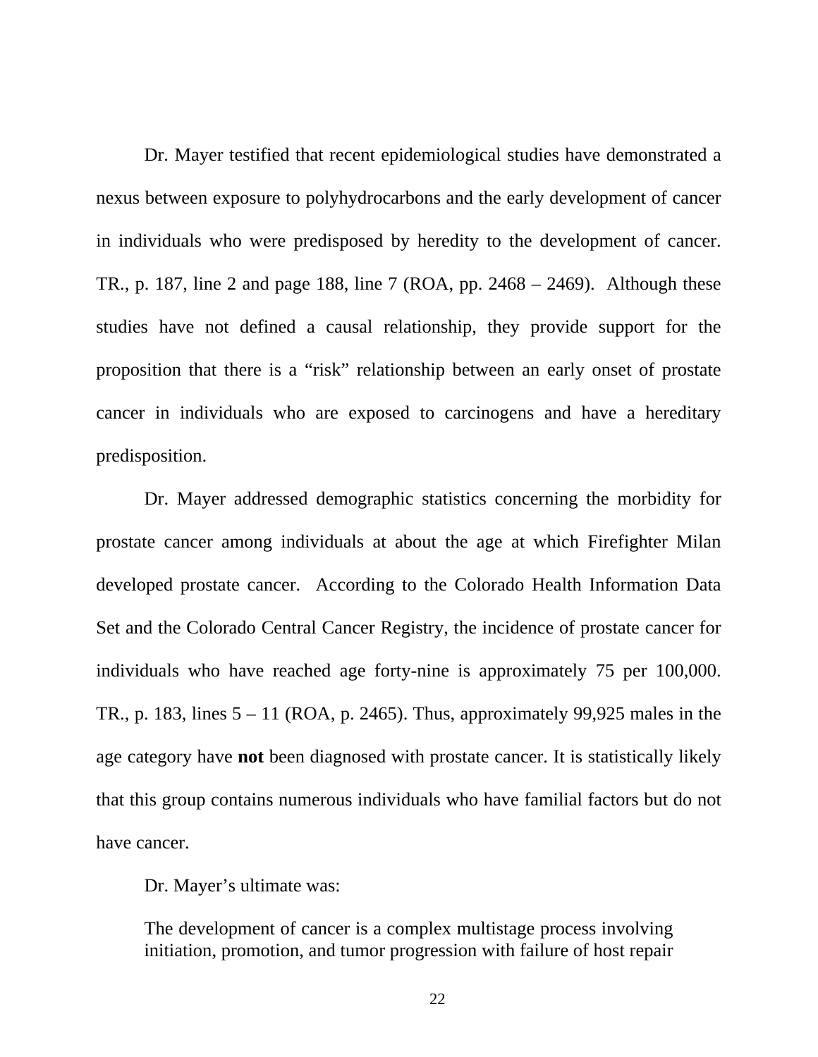Dr. Mayer testified that recent epidemiological studies have demonstrated a nexus between exposure to polyhydrocarbons and the early development of cancer in individuals who were predisposed by heredity to the development of cancer. TR., p. 187, line 2 and page 188, line 7 (ROA, pp. 2468 – 2469). Although these studies have not defined a causal relationship, they provide support for the proposition that there is a "risk" relationship between an early onset of prostate cancer in individuals who are exposed to carcinogens and have a hereditary predisposition.

Dr. Mayer addressed demographic statistics concerning the morbidity for prostate cancer among individuals at about the age at which Firefighter Milan developed prostate cancer. According to the Colorado Health Information Data Set and the Colorado Central Cancer Registry, the incidence of prostate cancer for individuals who have reached age forty-nine is approximately 75 per 100,000. TR., p. 183, lines 5 – 11 (ROA, p. 2465). Thus, approximately 99,925 males in the age category have **not** been diagnosed with prostate cancer. It is statistically likely that this group contains numerous individuals who have familial factors but do not have cancer.

Dr. Mayer's ultimate was:

> The development of cancer is a complex multistage process involving initiation, promotion, and tumor progression with failure of host repair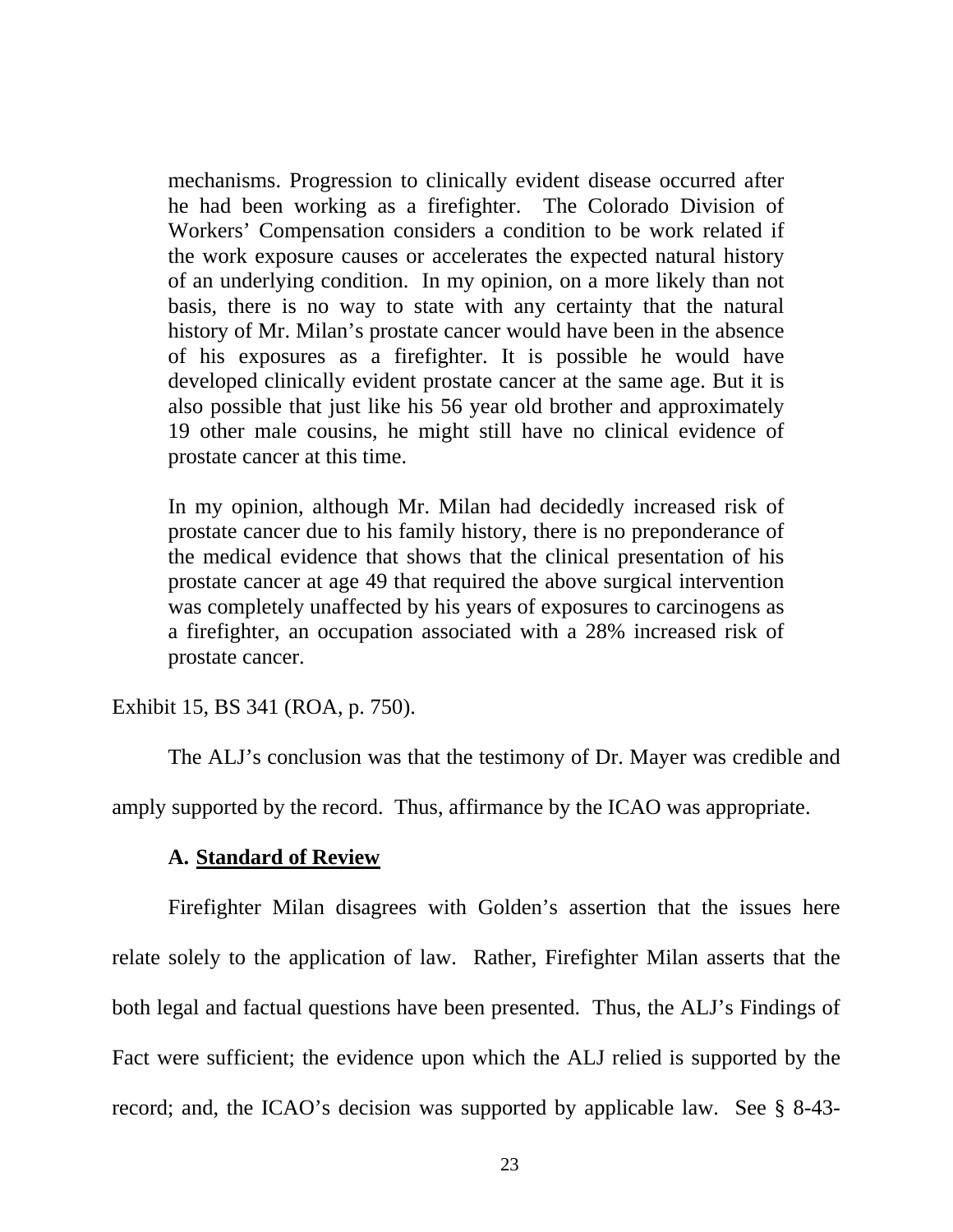> mechanisms. Progression to clinically evident disease occurred after he had been working as a firefighter. The Colorado Division of Workers' Compensation considers a condition to be work related if the work exposure causes or accelerates the expected natural history of an underlying condition. In my opinion, on a more likely than not basis, there is no way to state with any certainty that the natural history of Mr. Milan's prostate cancer would have been in the absence of his exposures as a firefighter. It is possible he would have developed clinically evident prostate cancer at the same age. But it is also possible that just like his 56 year old brother and approximately 19 other male cousins, he might still have no clinical evidence of prostate cancer at this time.
>
> In my opinion, although Mr. Milan had decidedly increased risk of prostate cancer due to his family history, there is no preponderance of the medical evidence that shows that the clinical presentation of his prostate cancer at age 49 that required the above surgical intervention was completely unaffected by his years of exposures to carcinogens as a firefighter, an occupation associated with a 28% increased risk of prostate cancer.

Exhibit 15, BS 341 (ROA, p. 750).

The ALJ's conclusion was that the testimony of Dr. Mayer was credible and amply supported by the record. Thus, affirmance by the ICAO was appropriate.

### A. <u>Standard of Review</u>

Firefighter Milan disagrees with Golden's assertion that the issues here relate solely to the application of law. Rather, Firefighter Milan asserts that the both legal and factual questions have been presented. Thus, the ALJ's Findings of Fact were sufficient; the evidence upon which the ALJ relied is supported by the record; and, the ICAO's decision was supported by applicable law. See § 8-43-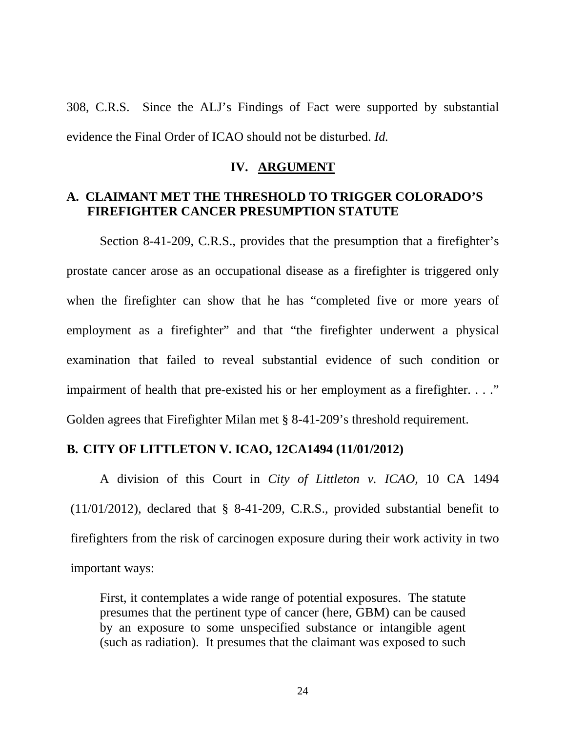308, C.R.S. Since the ALJ's Findings of Fact were supported by substantial evidence the Final Order of ICAO should not be disturbed. *Id.*

## IV. ARGUMENT

### A. CLAIMANT MET THE THRESHOLD TO TRIGGER COLORADO'S FIREFIGHTER CANCER PRESUMPTION STATUTE

Section 8-41-209, C.R.S., provides that the presumption that a firefighter's prostate cancer arose as an occupational disease as a firefighter is triggered only when the firefighter can show that he has "completed five or more years of employment as a firefighter" and that "the firefighter underwent a physical examination that failed to reveal substantial evidence of such condition or impairment of health that pre-existed his or her employment as a firefighter. . . ." Golden agrees that Firefighter Milan met § 8-41-209's threshold requirement.

### B. CITY OF LITTLETON V. ICAO, 12CA1494 (11/01/2012)

A division of this Court in *City of Littleton v. ICAO*, 10 CA 1494 (11/01/2012), declared that § 8-41-209, C.R.S., provided substantial benefit to firefighters from the risk of carcinogen exposure during their work activity in two important ways:

> First, it contemplates a wide range of potential exposures. The statute presumes that the pertinent type of cancer (here, GBM) can be caused by an exposure to some unspecified substance or intangible agent (such as radiation). It presumes that the claimant was exposed to such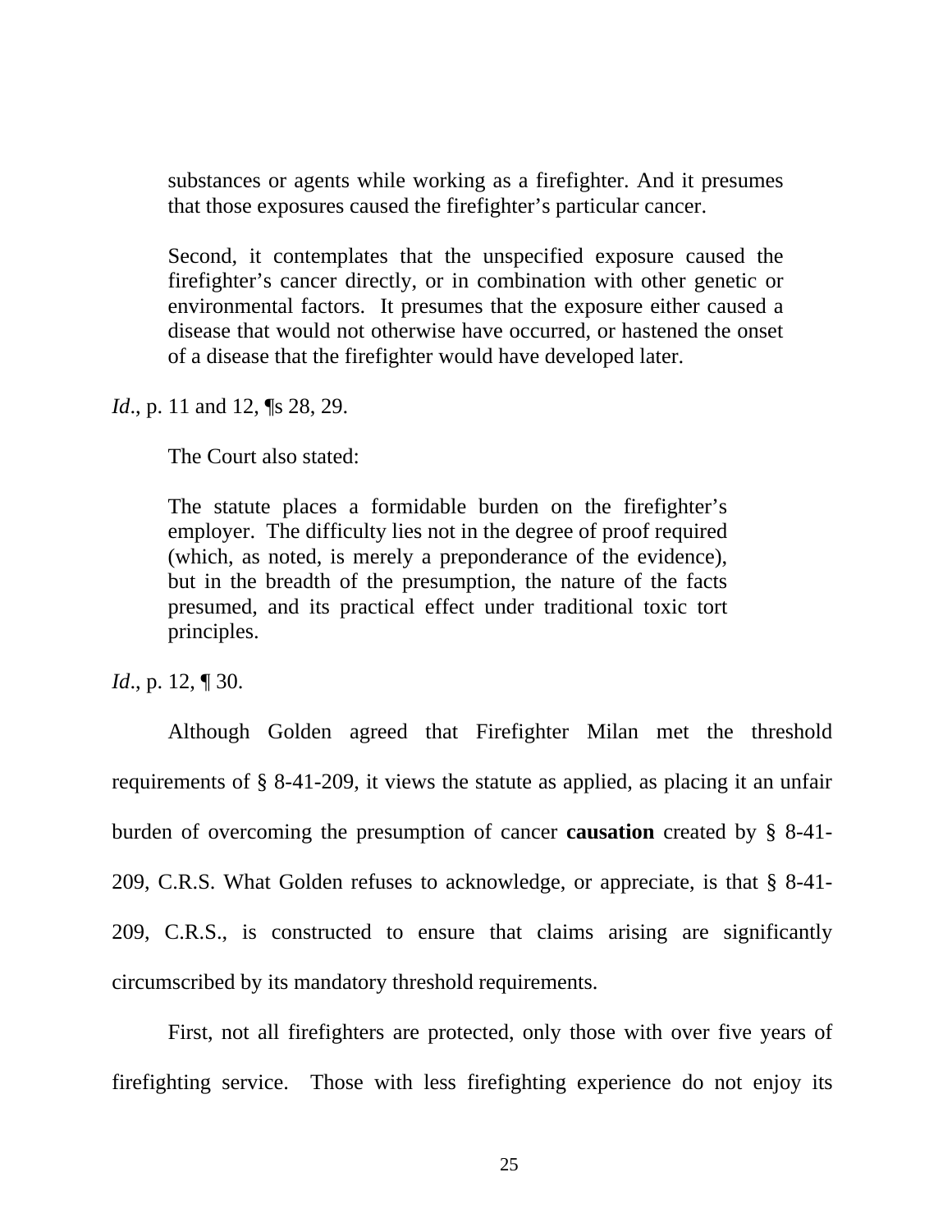> substances or agents while working as a firefighter. And it presumes that those exposures caused the firefighter's particular cancer.
>
> Second, it contemplates that the unspecified exposure caused the firefighter's cancer directly, or in combination with other genetic or environmental factors. It presumes that the exposure either caused a disease that would not otherwise have occurred, or hastened the onset of a disease that the firefighter would have developed later.

*Id*., p. 11 and 12, ¶s 28, 29.

The Court also stated:

> The statute places a formidable burden on the firefighter's employer. The difficulty lies not in the degree of proof required (which, as noted, is merely a preponderance of the evidence), but in the breadth of the presumption, the nature of the facts presumed, and its practical effect under traditional toxic tort principles.

*Id*., p. 12, ¶ 30.

Although Golden agreed that Firefighter Milan met the threshold requirements of § 8-41-209, it views the statute as applied, as placing it an unfair burden of overcoming the presumption of cancer **causation** created by § 8-41-209, C.R.S. What Golden refuses to acknowledge, or appreciate, is that § 8-41-209, C.R.S., is constructed to ensure that claims arising are significantly circumscribed by its mandatory threshold requirements.

First, not all firefighters are protected, only those with over five years of firefighting service. Those with less firefighting experience do not enjoy its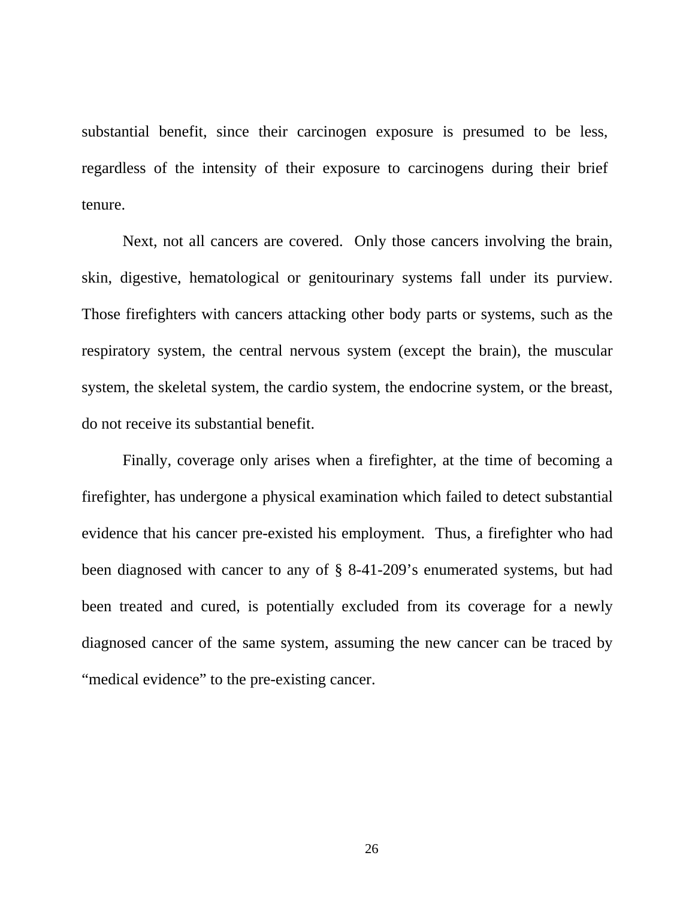substantial benefit, since their carcinogen exposure is presumed to be less, regardless of the intensity of their exposure to carcinogens during their brief tenure.

Next, not all cancers are covered. Only those cancers involving the brain, skin, digestive, hematological or genitourinary systems fall under its purview. Those firefighters with cancers attacking other body parts or systems, such as the respiratory system, the central nervous system (except the brain), the muscular system, the skeletal system, the cardio system, the endocrine system, or the breast, do not receive its substantial benefit.

Finally, coverage only arises when a firefighter, at the time of becoming a firefighter, has undergone a physical examination which failed to detect substantial evidence that his cancer pre-existed his employment. Thus, a firefighter who had been diagnosed with cancer to any of § 8-41-209's enumerated systems, but had been treated and cured, is potentially excluded from its coverage for a newly diagnosed cancer of the same system, assuming the new cancer can be traced by "medical evidence" to the pre-existing cancer.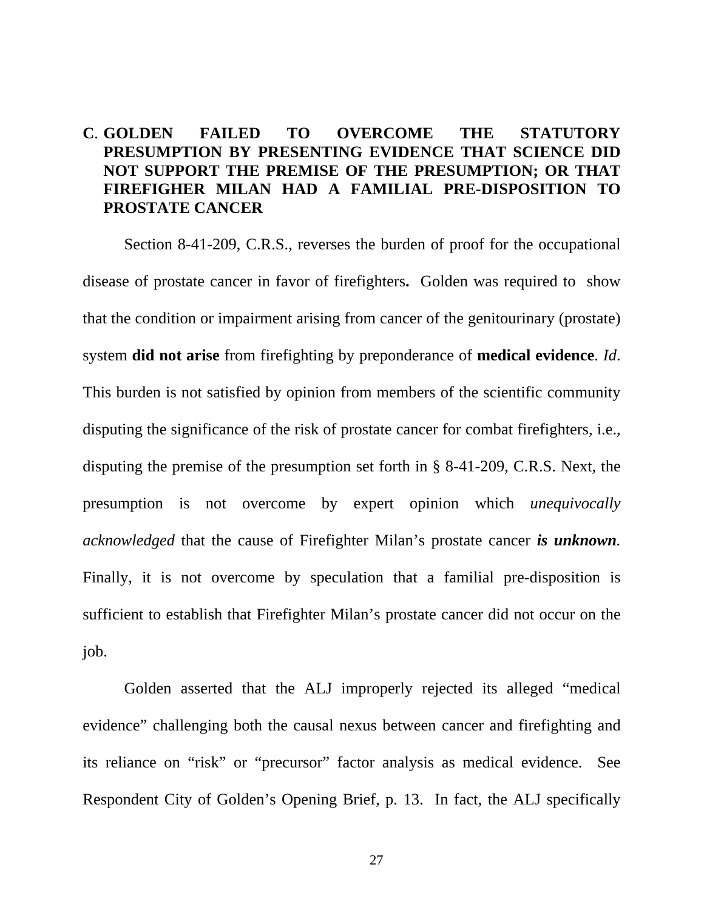## C. GOLDEN FAILED TO OVERCOME THE STATUTORY PRESUMPTION BY PRESENTING EVIDENCE THAT SCIENCE DID NOT SUPPORT THE PREMISE OF THE PRESUMPTION; OR THAT FIREFIGHER MILAN HAD A FAMILIAL PRE-DISPOSITION TO PROSTATE CANCER

Section 8-41-209, C.R.S., reverses the burden of proof for the occupational disease of prostate cancer in favor of firefighters**.** Golden was required to show that the condition or impairment arising from cancer of the genitourinary (prostate) system **did not arise** from firefighting by preponderance of **medical evidence**. *Id*. This burden is not satisfied by opinion from members of the scientific community disputing the significance of the risk of prostate cancer for combat firefighters, i.e., disputing the premise of the presumption set forth in § 8-41-209, C.R.S. Next, the presumption is not overcome by expert opinion which *unequivocally acknowledged* that the cause of Firefighter Milan's prostate cancer ***is unknown***. Finally, it is not overcome by speculation that a familial pre-disposition is sufficient to establish that Firefighter Milan's prostate cancer did not occur on the job.

Golden asserted that the ALJ improperly rejected its alleged "medical evidence" challenging both the causal nexus between cancer and firefighting and its reliance on "risk" or "precursor" factor analysis as medical evidence. See Respondent City of Golden's Opening Brief, p. 13. In fact, the ALJ specifically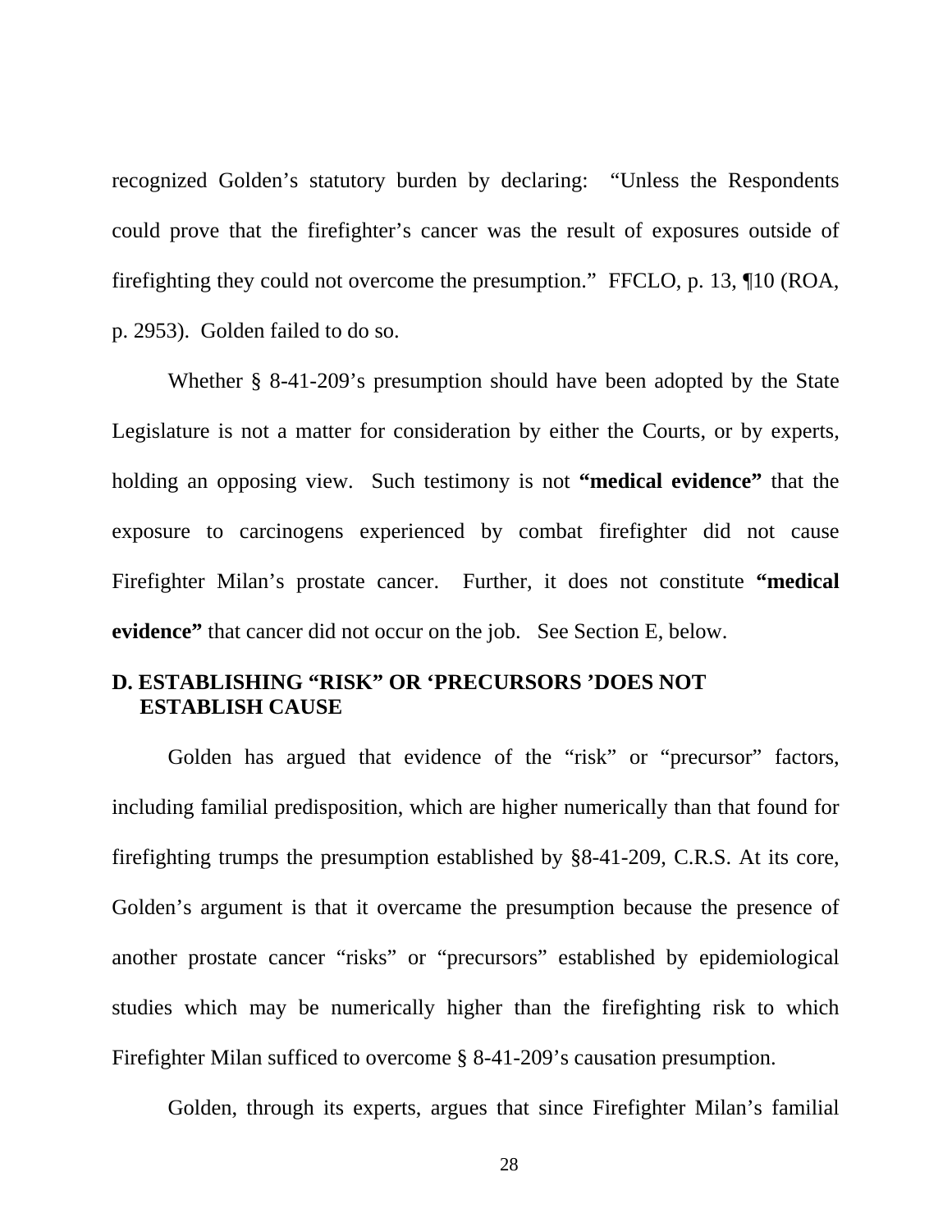recognized Golden's statutory burden by declaring: "Unless the Respondents could prove that the firefighter's cancer was the result of exposures outside of firefighting they could not overcome the presumption." FFCLO, p. 13, ¶10 (ROA, p. 2953). Golden failed to do so.

Whether § 8-41-209's presumption should have been adopted by the State Legislature is not a matter for consideration by either the Courts, or by experts, holding an opposing view. Such testimony is not **"medical evidence"** that the exposure to carcinogens experienced by combat firefighter did not cause Firefighter Milan's prostate cancer. Further, it does not constitute **"medical evidence"** that cancer did not occur on the job. See Section E, below.

## D. ESTABLISHING "RISK" OR 'PRECURSORS 'DOES NOT ESTABLISH CAUSE

Golden has argued that evidence of the "risk" or "precursor" factors, including familial predisposition, which are higher numerically than that found for firefighting trumps the presumption established by §8-41-209, C.R.S. At its core, Golden's argument is that it overcame the presumption because the presence of another prostate cancer "risks" or "precursors" established by epidemiological studies which may be numerically higher than the firefighting risk to which Firefighter Milan sufficed to overcome § 8-41-209's causation presumption.

Golden, through its experts, argues that since Firefighter Milan's familial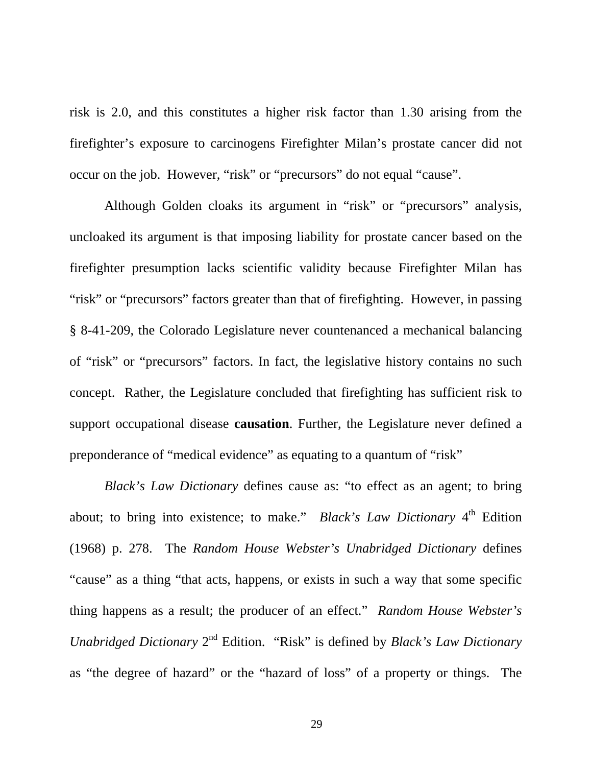risk is 2.0, and this constitutes a higher risk factor than 1.30 arising from the firefighter's exposure to carcinogens Firefighter Milan's prostate cancer did not occur on the job. However, "risk" or "precursors" do not equal "cause".

Although Golden cloaks its argument in "risk" or "precursors" analysis, uncloaked its argument is that imposing liability for prostate cancer based on the firefighter presumption lacks scientific validity because Firefighter Milan has "risk" or "precursors" factors greater than that of firefighting. However, in passing § 8-41-209, the Colorado Legislature never countenanced a mechanical balancing of "risk" or "precursors" factors. In fact, the legislative history contains no such concept. Rather, the Legislature concluded that firefighting has sufficient risk to support occupational disease **causation**. Further, the Legislature never defined a preponderance of "medical evidence" as equating to a quantum of "risk"

*Black's Law Dictionary* defines cause as: "to effect as an agent; to bring about; to bring into existence; to make." *Black's Law Dictionary* 4th Edition (1968) p. 278. The *Random House Webster's Unabridged Dictionary* defines "cause" as a thing "that acts, happens, or exists in such a way that some specific thing happens as a result; the producer of an effect." *Random House Webster's Unabridged Dictionary* 2nd Edition. "Risk" is defined by *Black's Law Dictionary* as "the degree of hazard" or the "hazard of loss" of a property or things. The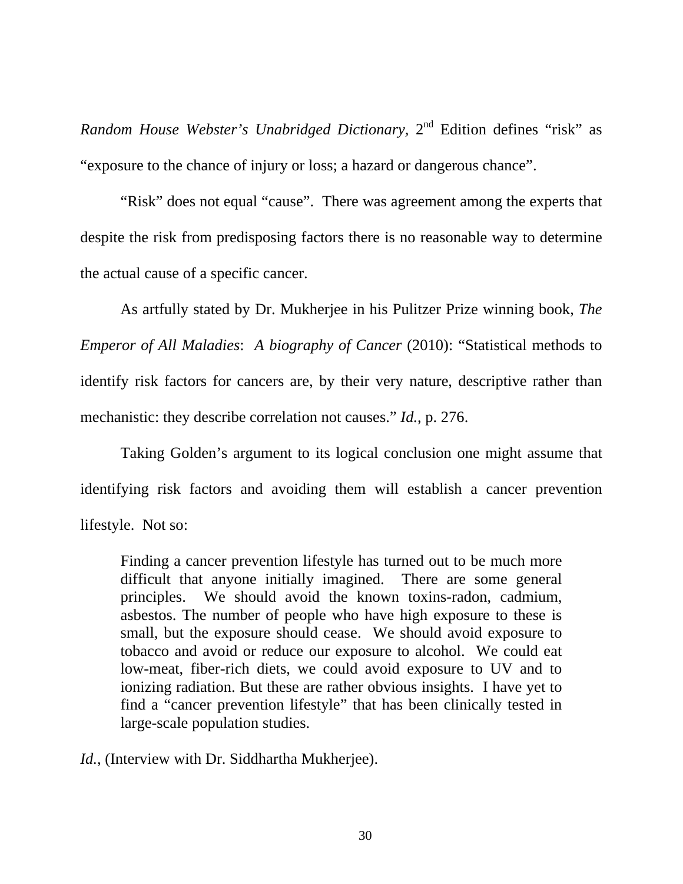*Random House Webster's Unabridged Dictionary*, 2nd Edition defines "risk" as "exposure to the chance of injury or loss; a hazard or dangerous chance".

"Risk" does not equal "cause". There was agreement among the experts that despite the risk from predisposing factors there is no reasonable way to determine the actual cause of a specific cancer.

As artfully stated by Dr. Mukherjee in his Pulitzer Prize winning book, *The Emperor of All Maladies*: *A biography of Cancer* (2010): "Statistical methods to identify risk factors for cancers are, by their very nature, descriptive rather than mechanistic: they describe correlation not causes." *Id.*, p. 276.

Taking Golden's argument to its logical conclusion one might assume that identifying risk factors and avoiding them will establish a cancer prevention lifestyle. Not so:

> Finding a cancer prevention lifestyle has turned out to be much more difficult that anyone initially imagined. There are some general principles. We should avoid the known toxins-radon, cadmium, asbestos. The number of people who have high exposure to these is small, but the exposure should cease. We should avoid exposure to tobacco and avoid or reduce our exposure to alcohol. We could eat low-meat, fiber-rich diets, we could avoid exposure to UV and to ionizing radiation. But these are rather obvious insights. I have yet to find a "cancer prevention lifestyle" that has been clinically tested in large-scale population studies.

*Id.*, (Interview with Dr. Siddhartha Mukherjee).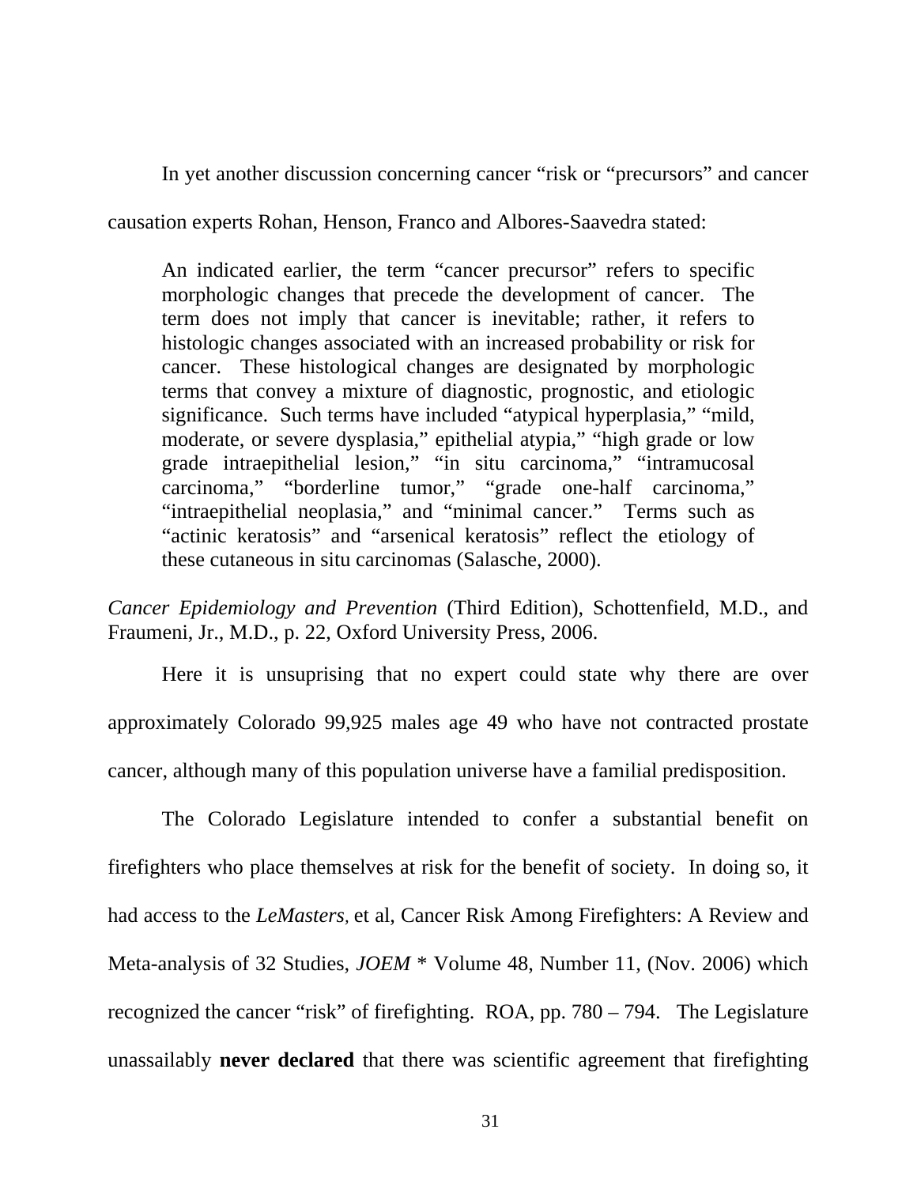In yet another discussion concerning cancer "risk or "precursors" and cancer causation experts Rohan, Henson, Franco and Albores-Saavedra stated:

> An indicated earlier, the term "cancer precursor" refers to specific morphologic changes that precede the development of cancer. The term does not imply that cancer is inevitable; rather, it refers to histologic changes associated with an increased probability or risk for cancer. These histological changes are designated by morphologic terms that convey a mixture of diagnostic, prognostic, and etiologic significance. Such terms have included "atypical hyperplasia," "mild, moderate, or severe dysplasia," epithelial atypia," "high grade or low grade intraepithelial lesion," "in situ carcinoma," "intramucosal carcinoma," "borderline tumor," "grade one-half carcinoma," "intraepithelial neoplasia," and "minimal cancer." Terms such as "actinic keratosis" and "arsenical keratosis" reflect the etiology of these cutaneous in situ carcinomas (Salasche, 2000).

*Cancer Epidemiology and Prevention* (Third Edition), Schottenfield, M.D., and Fraumeni, Jr., M.D., p. 22, Oxford University Press, 2006.

Here it is unsuprising that no expert could state why there are over approximately Colorado 99,925 males age 49 who have not contracted prostate cancer, although many of this population universe have a familial predisposition.

The Colorado Legislature intended to confer a substantial benefit on firefighters who place themselves at risk for the benefit of society. In doing so, it had access to the *LeMasters,* et al, Cancer Risk Among Firefighters: A Review and Meta-analysis of 32 Studies, *JOEM* * Volume 48, Number 11, (Nov. 2006) which recognized the cancer "risk" of firefighting. ROA, pp. 780 – 794. The Legislature unassailably **never declared** that there was scientific agreement that firefighting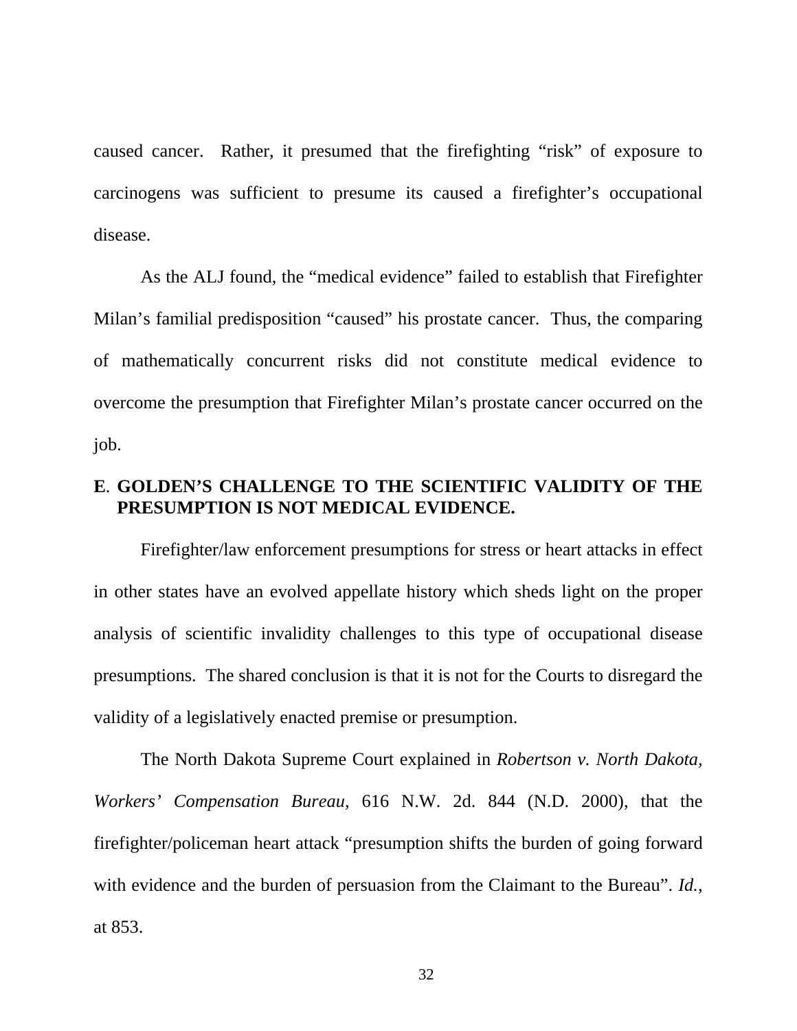caused cancer. Rather, it presumed that the firefighting "risk" of exposure to carcinogens was sufficient to presume its caused a firefighter's occupational disease.

As the ALJ found, the "medical evidence" failed to establish that Firefighter Milan's familial predisposition "caused" his prostate cancer. Thus, the comparing of mathematically concurrent risks did not constitute medical evidence to overcome the presumption that Firefighter Milan's prostate cancer occurred on the job.

### E. GOLDEN'S CHALLENGE TO THE SCIENTIFIC VALIDITY OF THE PRESUMPTION IS NOT MEDICAL EVIDENCE.

Firefighter/law enforcement presumptions for stress or heart attacks in effect in other states have an evolved appellate history which sheds light on the proper analysis of scientific invalidity challenges to this type of occupational disease presumptions. The shared conclusion is that it is not for the Courts to disregard the validity of a legislatively enacted premise or presumption.

The North Dakota Supreme Court explained in *Robertson v. North Dakota, Workers' Compensation Bureau*, 616 N.W. 2d. 844 (N.D. 2000), that the firefighter/policeman heart attack "presumption shifts the burden of going forward with evidence and the burden of persuasion from the Claimant to the Bureau". *Id.*, at 853.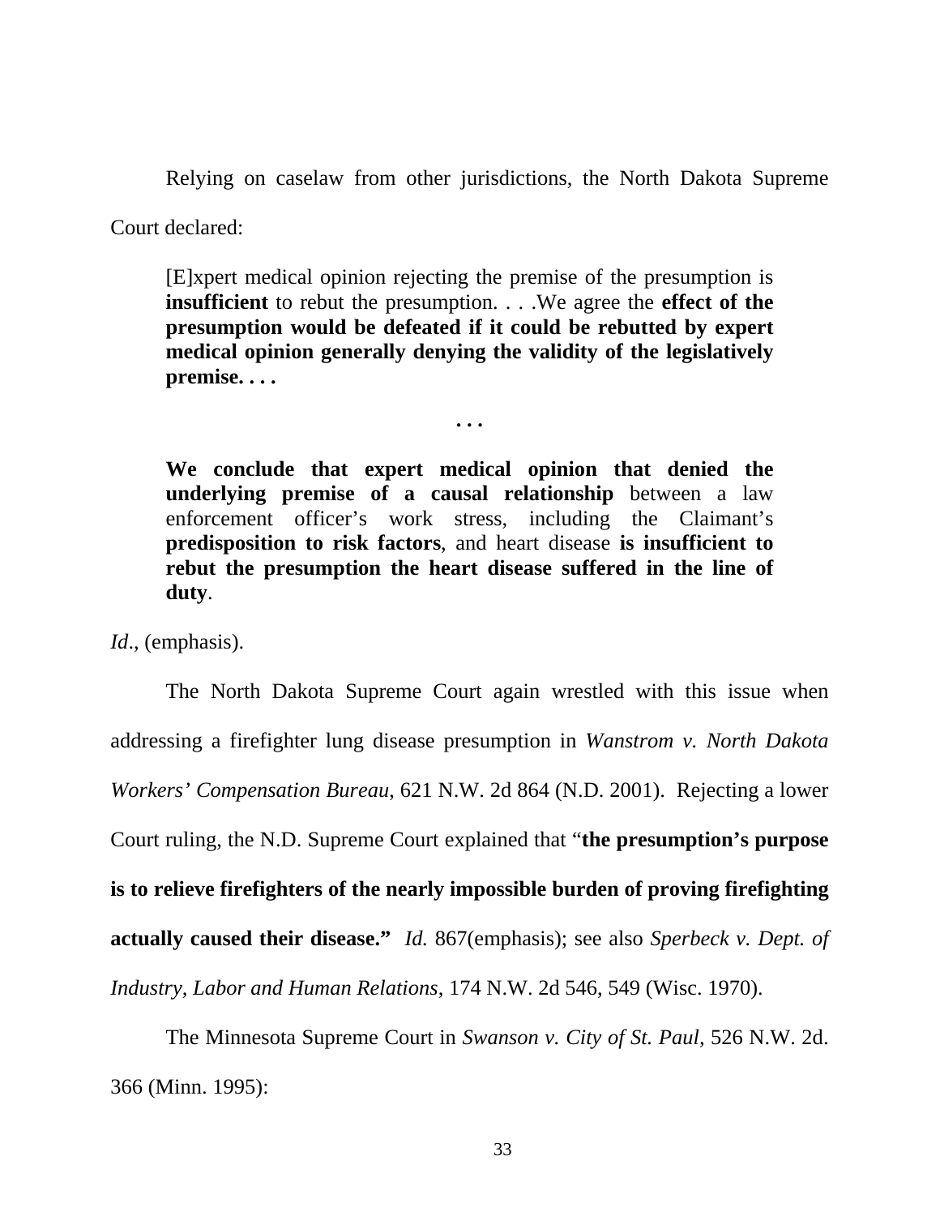Relying on caselaw from other jurisdictions, the North Dakota Supreme Court declared:

> [E]xpert medical opinion rejecting the premise of the presumption is **insufficient** to rebut the presumption. . . .We agree the **effect of the presumption would be defeated if it could be rebutted by expert medical opinion generally denying the validity of the legislatively premise. . . .**
>
> **. . .**
>
> **We conclude that expert medical opinion that denied the underlying premise of a causal relationship** between a law enforcement officer's work stress, including the Claimant's **predisposition to risk factors**, and heart disease **is insufficient to rebut the presumption the heart disease suffered in the line of duty**.

*Id*., (emphasis).

The North Dakota Supreme Court again wrestled with this issue when addressing a firefighter lung disease presumption in *Wanstrom v. North Dakota Workers' Compensation Bureau*, 621 N.W. 2d 864 (N.D. 2001). Rejecting a lower Court ruling, the N.D. Supreme Court explained that "**the presumption's purpose is to relieve firefighters of the nearly impossible burden of proving firefighting actually caused their disease."** *Id.* 867(emphasis); see also *Sperbeck v. Dept. of Industry, Labor and Human Relations*, 174 N.W. 2d 546, 549 (Wisc. 1970).

The Minnesota Supreme Court in *Swanson v. City of St. Paul*, 526 N.W. 2d. 366 (Minn. 1995):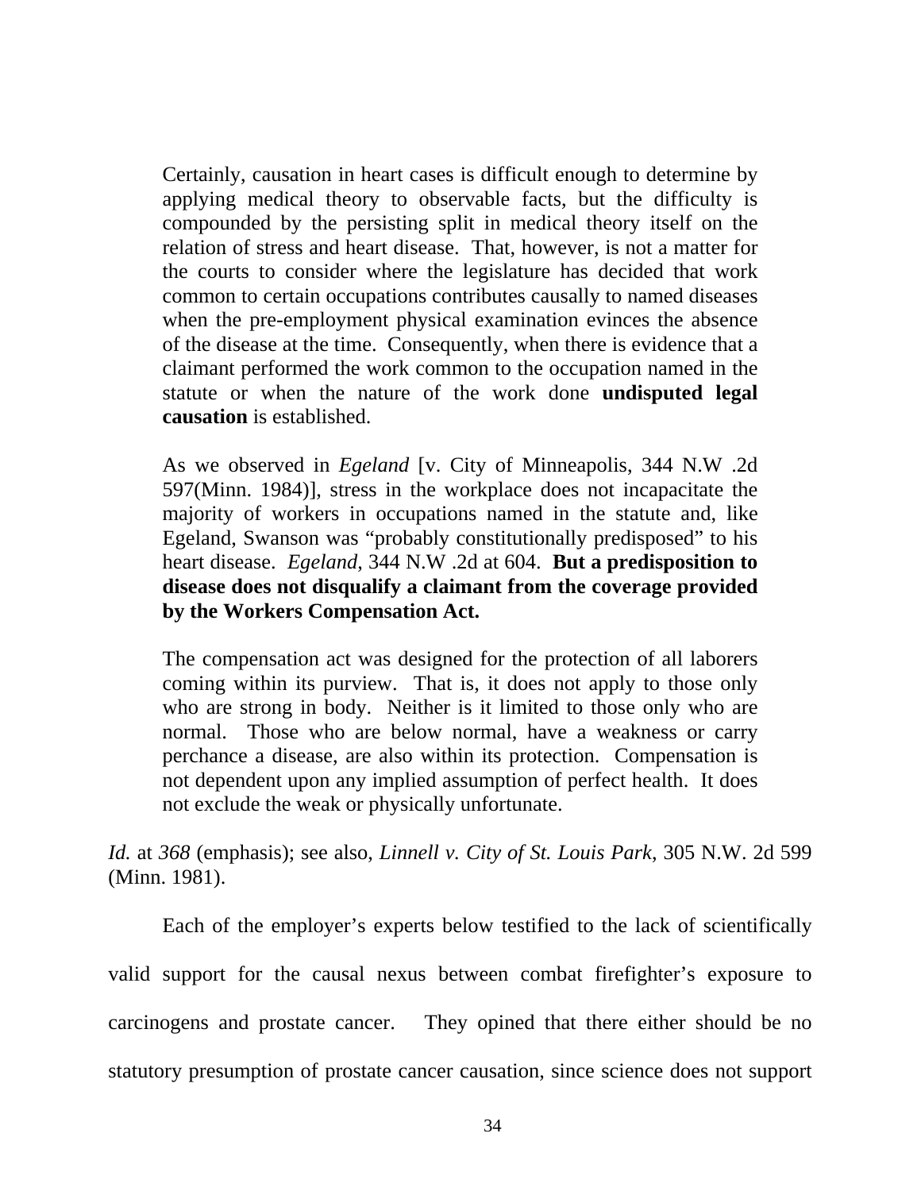> Certainly, causation in heart cases is difficult enough to determine by applying medical theory to observable facts, but the difficulty is compounded by the persisting split in medical theory itself on the relation of stress and heart disease. That, however, is not a matter for the courts to consider where the legislature has decided that work common to certain occupations contributes causally to named diseases when the pre-employment physical examination evinces the absence of the disease at the time. Consequently, when there is evidence that a claimant performed the work common to the occupation named in the statute or when the nature of the work done **undisputed legal causation** is established.
>
> As we observed in *Egeland* [v. City of Minneapolis, 344 N.W .2d 597(Minn. 1984)], stress in the workplace does not incapacitate the majority of workers in occupations named in the statute and, like Egeland, Swanson was "probably constitutionally predisposed" to his heart disease. *Egeland*, 344 N.W .2d at 604. **But a predisposition to disease does not disqualify a claimant from the coverage provided by the Workers Compensation Act.**
>
> The compensation act was designed for the protection of all laborers coming within its purview. That is, it does not apply to those only who are strong in body. Neither is it limited to those only who are normal. Those who are below normal, have a weakness or carry perchance a disease, are also within its protection. Compensation is not dependent upon any implied assumption of perfect health. It does not exclude the weak or physically unfortunate.

*Id.* at *368* (emphasis); see also, *Linnell v. City of St. Louis Park*, 305 N.W. 2d 599 (Minn. 1981).

Each of the employer's experts below testified to the lack of scientifically valid support for the causal nexus between combat firefighter's exposure to carcinogens and prostate cancer. They opined that there either should be no statutory presumption of prostate cancer causation, since science does not support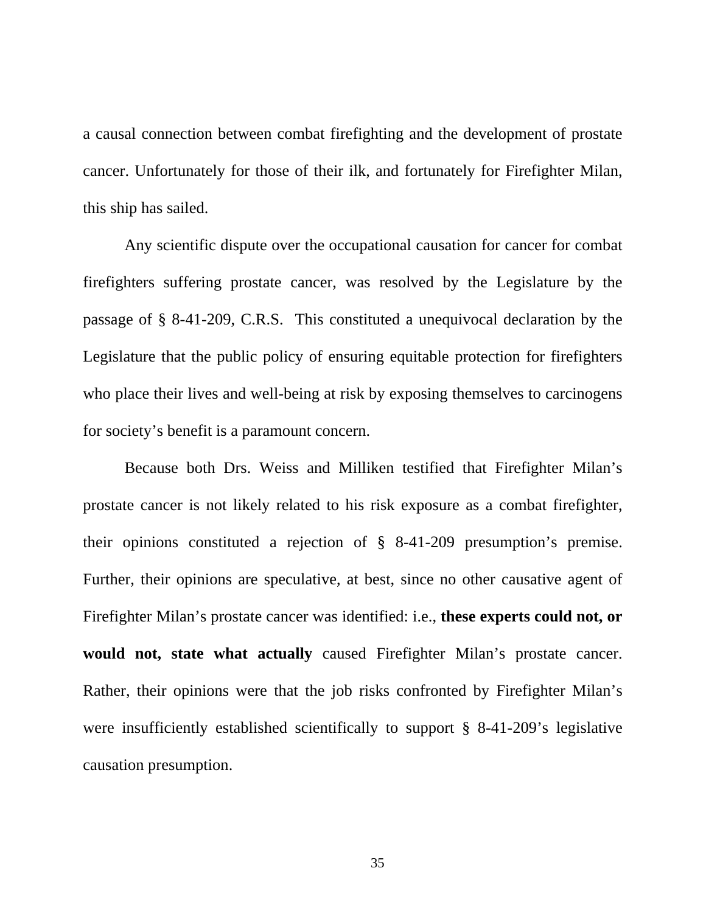a causal connection between combat firefighting and the development of prostate cancer. Unfortunately for those of their ilk, and fortunately for Firefighter Milan, this ship has sailed.

Any scientific dispute over the occupational causation for cancer for combat firefighters suffering prostate cancer, was resolved by the Legislature by the passage of § 8-41-209, C.R.S. This constituted a unequivocal declaration by the Legislature that the public policy of ensuring equitable protection for firefighters who place their lives and well-being at risk by exposing themselves to carcinogens for society's benefit is a paramount concern.

Because both Drs. Weiss and Milliken testified that Firefighter Milan's prostate cancer is not likely related to his risk exposure as a combat firefighter, their opinions constituted a rejection of § 8-41-209 presumption's premise. Further, their opinions are speculative, at best, since no other causative agent of Firefighter Milan's prostate cancer was identified: i.e., **these experts could not, or would not, state what actually** caused Firefighter Milan's prostate cancer. Rather, their opinions were that the job risks confronted by Firefighter Milan's were insufficiently established scientifically to support § 8-41-209's legislative causation presumption.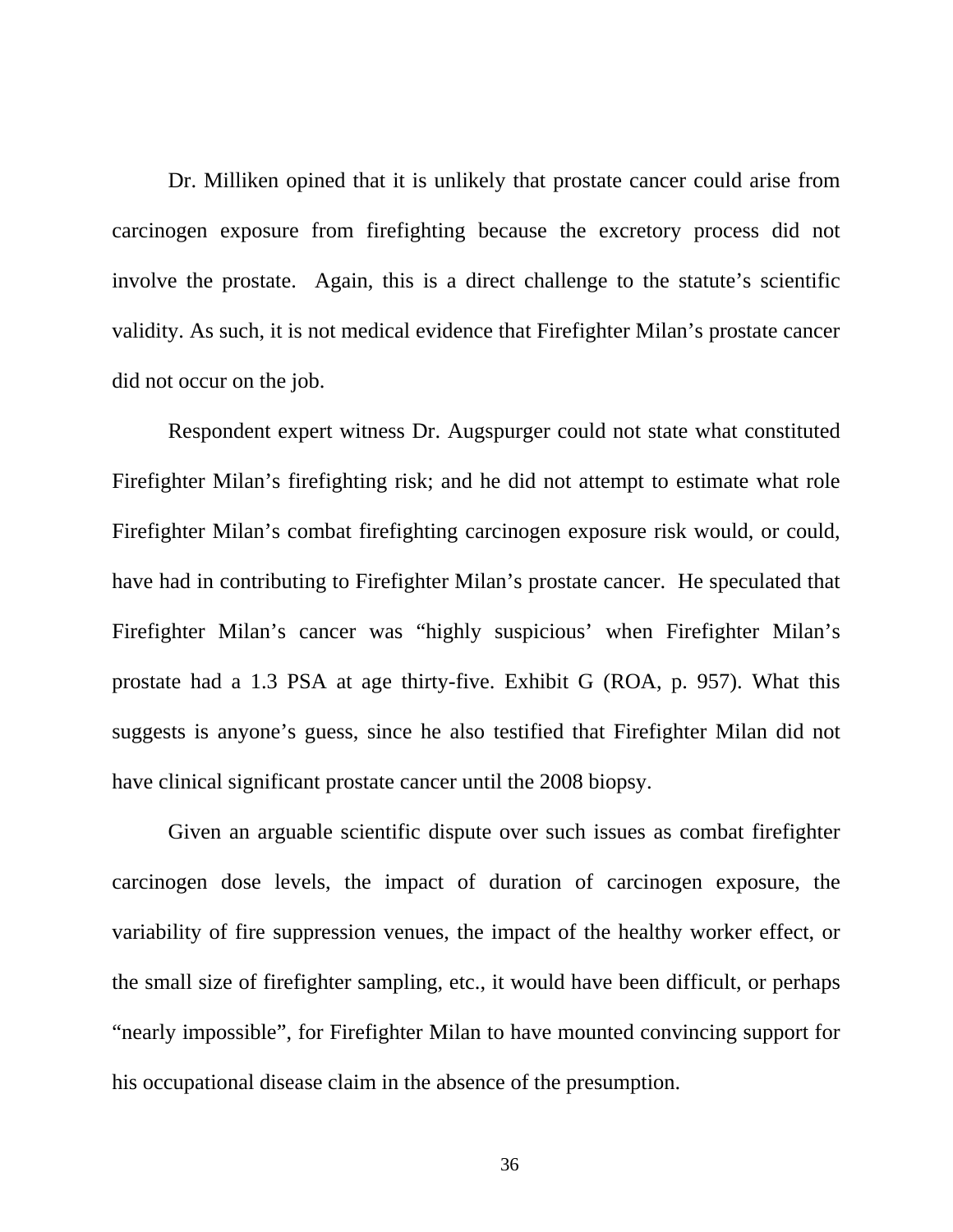Dr. Milliken opined that it is unlikely that prostate cancer could arise from carcinogen exposure from firefighting because the excretory process did not involve the prostate. Again, this is a direct challenge to the statute's scientific validity. As such, it is not medical evidence that Firefighter Milan's prostate cancer did not occur on the job.

Respondent expert witness Dr. Augspurger could not state what constituted Firefighter Milan's firefighting risk; and he did not attempt to estimate what role Firefighter Milan's combat firefighting carcinogen exposure risk would, or could, have had in contributing to Firefighter Milan's prostate cancer. He speculated that Firefighter Milan's cancer was "highly suspicious' when Firefighter Milan's prostate had a 1.3 PSA at age thirty-five. Exhibit G (ROA, p. 957). What this suggests is anyone's guess, since he also testified that Firefighter Milan did not have clinical significant prostate cancer until the 2008 biopsy.

Given an arguable scientific dispute over such issues as combat firefighter carcinogen dose levels, the impact of duration of carcinogen exposure, the variability of fire suppression venues, the impact of the healthy worker effect, or the small size of firefighter sampling, etc., it would have been difficult, or perhaps "nearly impossible", for Firefighter Milan to have mounted convincing support for his occupational disease claim in the absence of the presumption.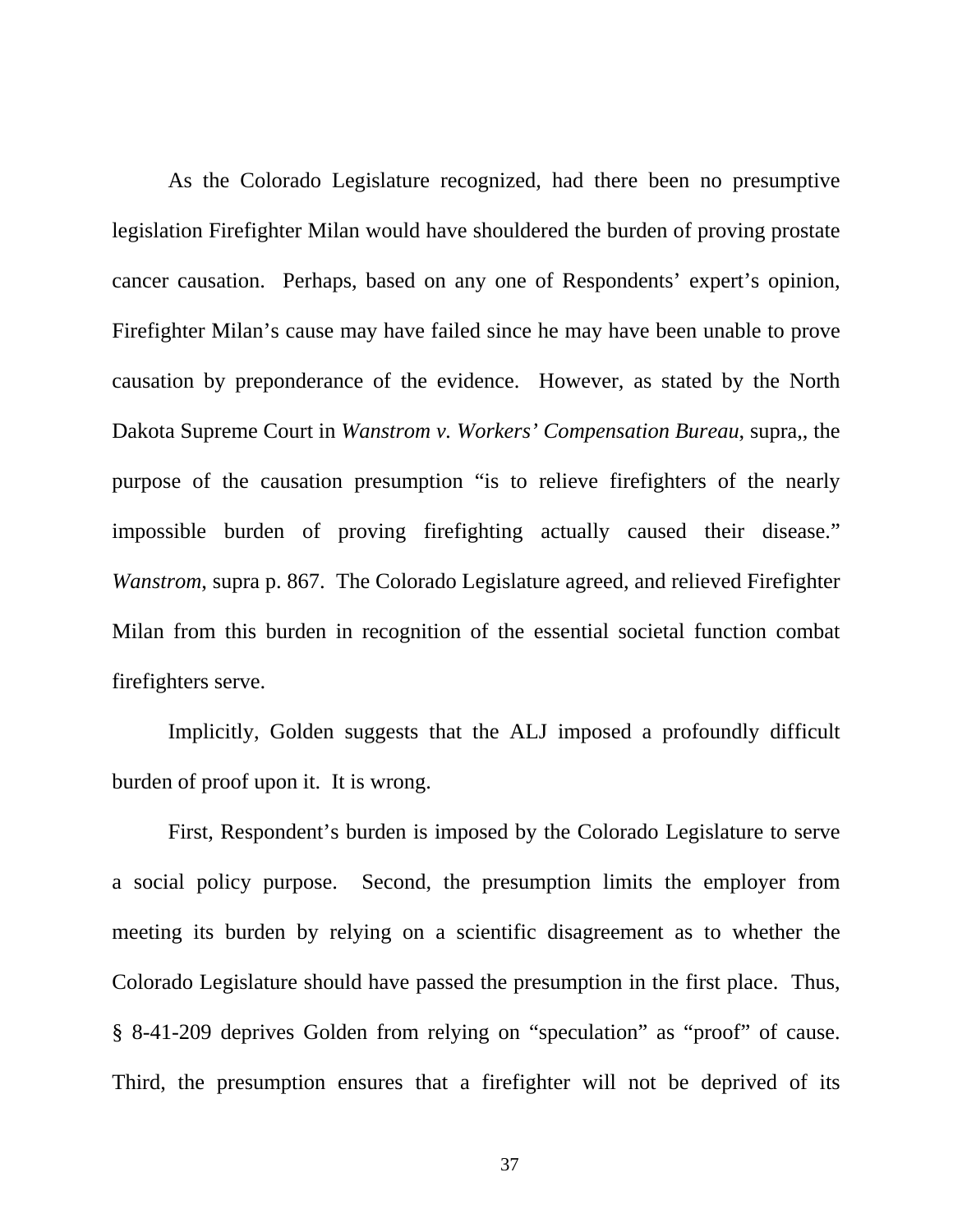As the Colorado Legislature recognized, had there been no presumptive legislation Firefighter Milan would have shouldered the burden of proving prostate cancer causation. Perhaps, based on any one of Respondents' expert's opinion, Firefighter Milan's cause may have failed since he may have been unable to prove causation by preponderance of the evidence. However, as stated by the North Dakota Supreme Court in *Wanstrom v. Workers' Compensation Bureau*, supra,, the purpose of the causation presumption "is to relieve firefighters of the nearly impossible burden of proving firefighting actually caused their disease." *Wanstrom*, supra p. 867. The Colorado Legislature agreed, and relieved Firefighter Milan from this burden in recognition of the essential societal function combat firefighters serve.

Implicitly, Golden suggests that the ALJ imposed a profoundly difficult burden of proof upon it. It is wrong.

First, Respondent's burden is imposed by the Colorado Legislature to serve a social policy purpose. Second, the presumption limits the employer from meeting its burden by relying on a scientific disagreement as to whether the Colorado Legislature should have passed the presumption in the first place. Thus, § 8-41-209 deprives Golden from relying on "speculation" as "proof" of cause. Third, the presumption ensures that a firefighter will not be deprived of its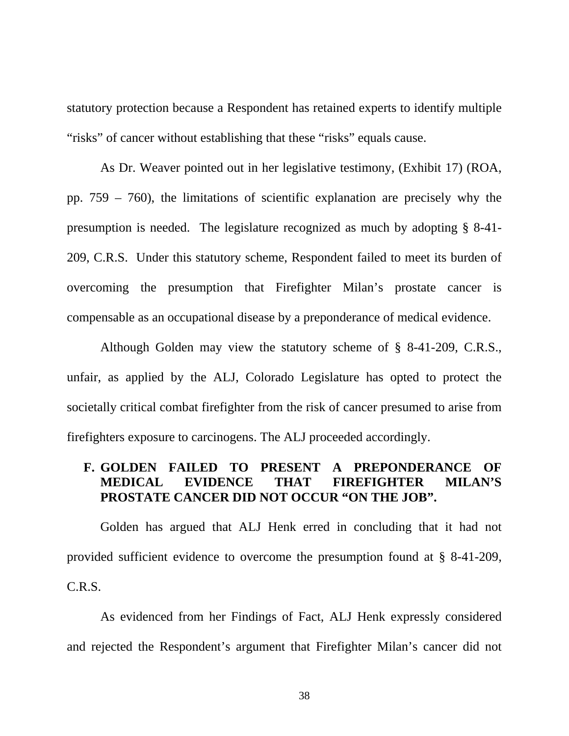statutory protection because a Respondent has retained experts to identify multiple "risks" of cancer without establishing that these "risks" equals cause.

As Dr. Weaver pointed out in her legislative testimony, (Exhibit 17) (ROA, pp. 759 – 760), the limitations of scientific explanation are precisely why the presumption is needed. The legislature recognized as much by adopting § 8-41-209, C.R.S. Under this statutory scheme, Respondent failed to meet its burden of overcoming the presumption that Firefighter Milan's prostate cancer is compensable as an occupational disease by a preponderance of medical evidence.

Although Golden may view the statutory scheme of § 8-41-209, C.R.S., unfair, as applied by the ALJ, Colorado Legislature has opted to protect the societally critical combat firefighter from the risk of cancer presumed to arise from firefighters exposure to carcinogens. The ALJ proceeded accordingly.

### F. GOLDEN FAILED TO PRESENT A PREPONDERANCE OF MEDICAL EVIDENCE THAT FIREFIGHTER MILAN'S PROSTATE CANCER DID NOT OCCUR "ON THE JOB".

Golden has argued that ALJ Henk erred in concluding that it had not provided sufficient evidence to overcome the presumption found at § 8-41-209, C.R.S.

As evidenced from her Findings of Fact, ALJ Henk expressly considered and rejected the Respondent's argument that Firefighter Milan's cancer did not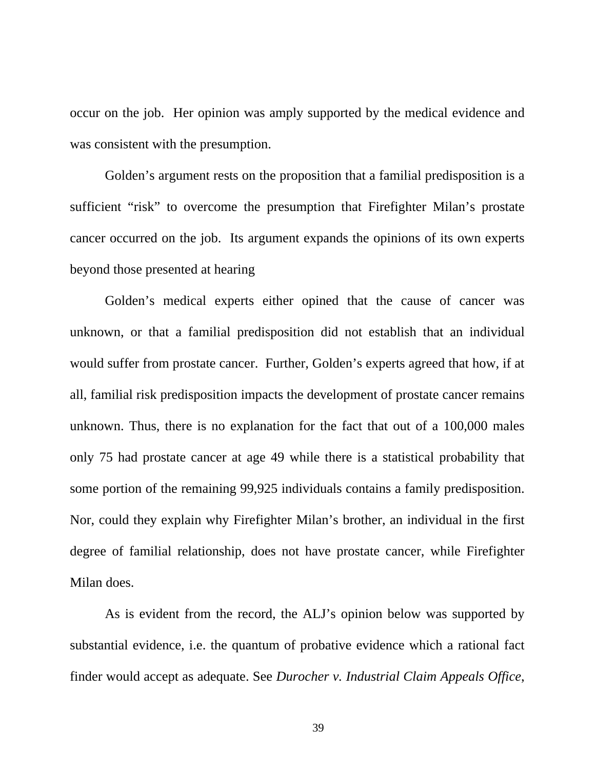occur on the job.  Her opinion was amply supported by the medical evidence and was consistent with the presumption.

Golden's argument rests on the proposition that a familial predisposition is a sufficient "risk" to overcome the presumption that Firefighter Milan's prostate cancer occurred on the job.  Its argument expands the opinions of its own experts beyond those presented at hearing

Golden's medical experts either opined that the cause of cancer was unknown, or that a familial predisposition did not establish that an individual would suffer from prostate cancer.  Further, Golden's experts agreed that how, if at all, familial risk predisposition impacts the development of prostate cancer remains unknown. Thus, there is no explanation for the fact that out of a 100,000 males only 75 had prostate cancer at age 49 while there is a statistical probability that some portion of the remaining 99,925 individuals contains a family predisposition. Nor, could they explain why Firefighter Milan's brother, an individual in the first degree of familial relationship, does not have prostate cancer, while Firefighter Milan does.

As is evident from the record, the ALJ's opinion below was supported by substantial evidence, i.e. the quantum of probative evidence which a rational fact finder would accept as adequate. See *Durocher v. Industrial Claim Appeals Office*,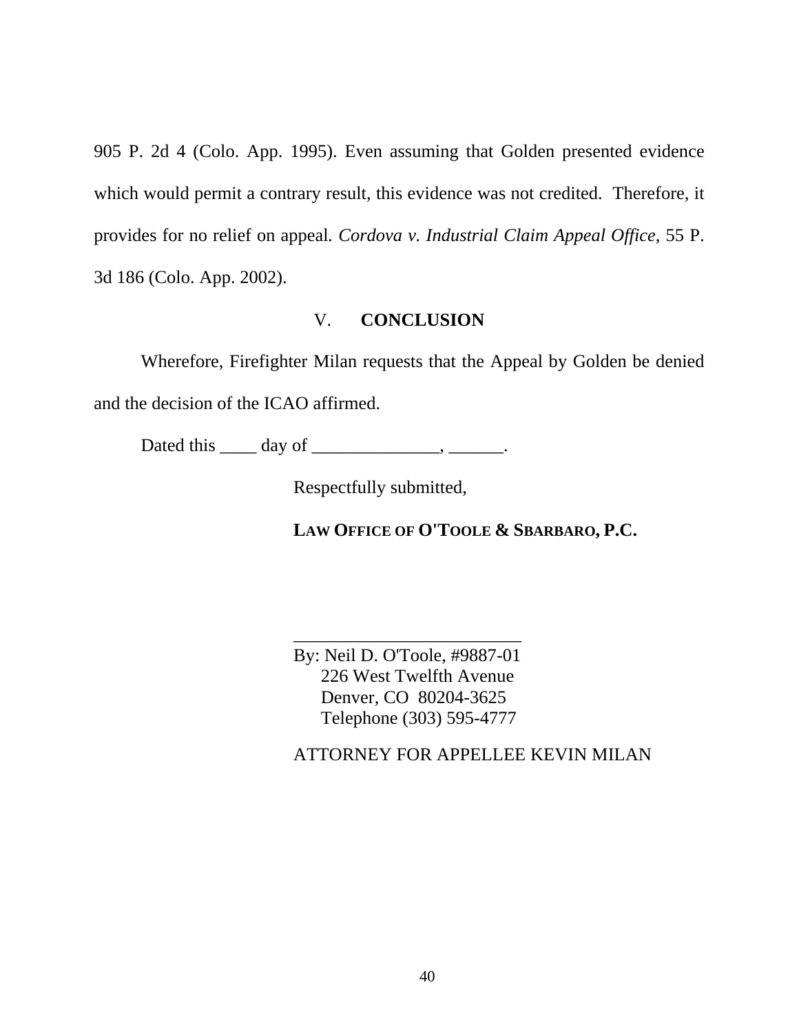905 P. 2d 4 (Colo. App. 1995). Even assuming that Golden presented evidence which would permit a contrary result, this evidence was not credited. Therefore, it provides for no relief on appeal. *Cordova v. Industrial Claim Appeal Office*, 55 P. 3d 186 (Colo. App. 2002).

## V. **CONCLUSION**

Wherefore, Firefighter Milan requests that the Appeal by Golden be denied and the decision of the ICAO affirmed.

Dated this ____ day of ______________, ______.

Respectfully submitted,

**LAW OFFICE OF O'TOOLE & SBARBARO, P.C.**

_________________________
By: Neil D. O'Toole, #9887-01
226 West Twelfth Avenue
Denver, CO 80204-3625
Telephone (303) 595-4777

ATTORNEY FOR APPELLEE KEVIN MILAN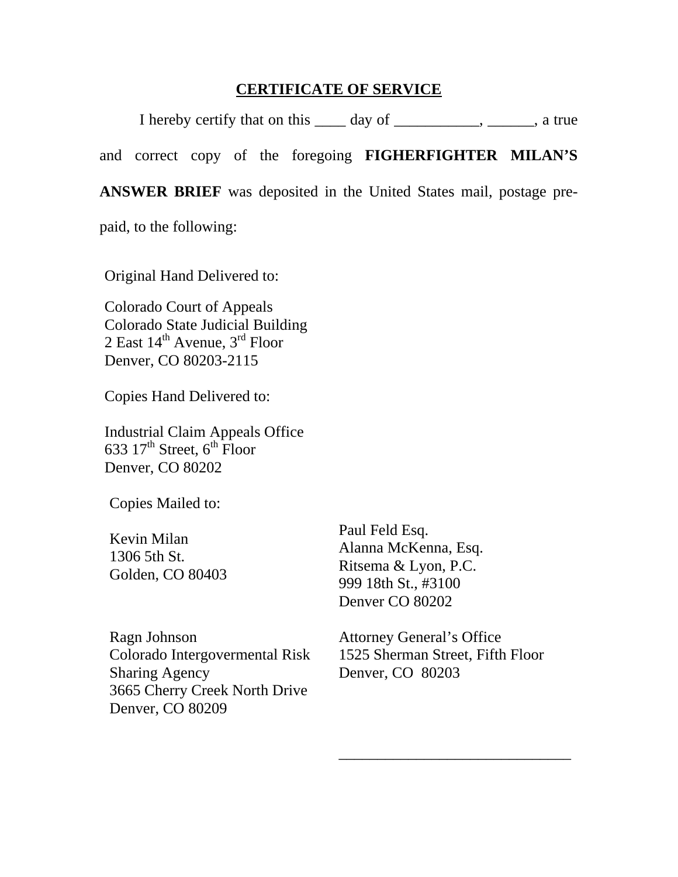## CERTIFICATE OF SERVICE

I hereby certify that on this ____ day of ___________, ______, a true and correct copy of the foregoing **FIGHERFIGHTER MILAN'S ANSWER BRIEF** was deposited in the United States mail, postage pre-paid, to the following:

Original Hand Delivered to:

Colorado Court of Appeals
Colorado State Judicial Building
2 East 14th Avenue, 3rd Floor
Denver, CO 80203-2115

Copies Hand Delivered to:

Industrial Claim Appeals Office
633 17th Street, 6th Floor
Denver, CO 80202

Copies Mailed to:

Kevin Milan
1306 5th St.
Golden, CO 80403

Paul Feld Esq.
Alanna McKenna, Esq.
Ritsema & Lyon, P.C.
999 18th St., #3100
Denver CO 80202

Ragn Johnson
Colorado Intergovermental Risk Sharing Agency
3665 Cherry Creek North Drive
Denver, CO 80209

Attorney General's Office
1525 Sherman Street, Fifth Floor
Denver, CO 80203

______________________________